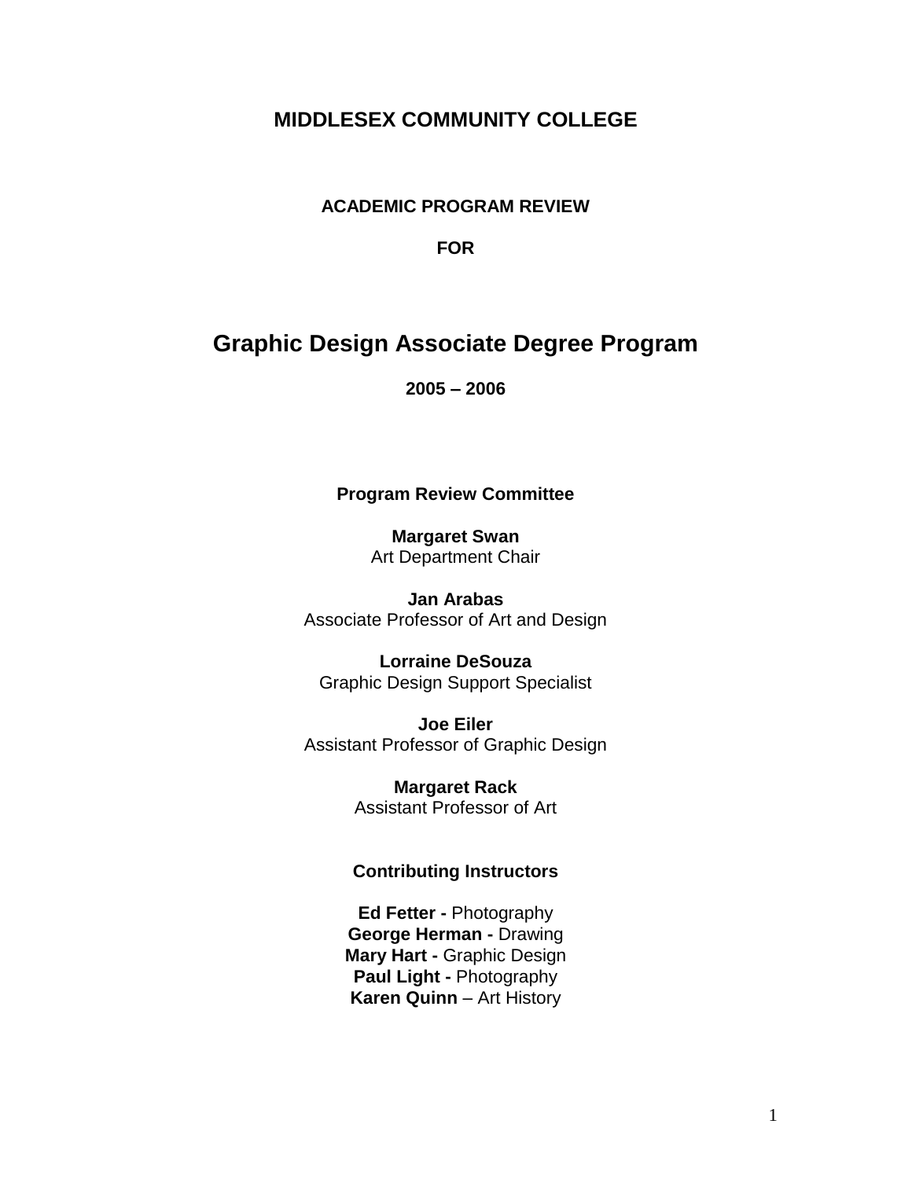# MIDDLESEX COMMUNITY COLLEGE

## ACADEMIC PROGRAM REVIEW

## FOR

# Graphic Design Associate Degree Program

**2005 – 2006**

**Program Review Committee**

**Margaret Swan**
Art Department Chair

**Jan Arabas**
Associate Professor of Art and Design

**Lorraine DeSouza**
Graphic Design Support Specialist

**Joe Eiler**
Assistant Professor of Graphic Design

**Margaret Rack**
Assistant Professor of Art

**Contributing Instructors**

**Ed Fetter -** Photography
**George Herman -** Drawing
**Mary Hart -** Graphic Design
**Paul Light -** Photography
**Karen Quinn** – Art History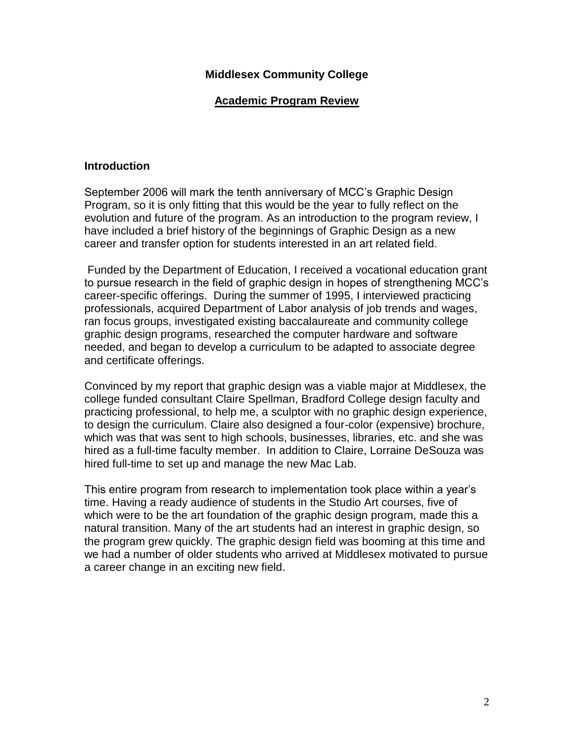**Middlesex Community College**

**Academic Program Review**

## Introduction

September 2006 will mark the tenth anniversary of MCC's Graphic Design Program, so it is only fitting that this would be the year to fully reflect on the evolution and future of the program. As an introduction to the program review, I have included a brief history of the beginnings of Graphic Design as a new career and transfer option for students interested in an art related field.

Funded by the Department of Education, I received a vocational education grant to pursue research in the field of graphic design in hopes of strengthening MCC's career-specific offerings. During the summer of 1995, I interviewed practicing professionals, acquired Department of Labor analysis of job trends and wages, ran focus groups, investigated existing baccalaureate and community college graphic design programs, researched the computer hardware and software needed, and began to develop a curriculum to be adapted to associate degree and certificate offerings.

Convinced by my report that graphic design was a viable major at Middlesex, the college funded consultant Claire Spellman, Bradford College design faculty and practicing professional, to help me, a sculptor with no graphic design experience, to design the curriculum. Claire also designed a four-color (expensive) brochure, which was that was sent to high schools, businesses, libraries, etc. and she was hired as a full-time faculty member. In addition to Claire, Lorraine DeSouza was hired full-time to set up and manage the new Mac Lab.

This entire program from research to implementation took place within a year's time. Having a ready audience of students in the Studio Art courses, five of which were to be the art foundation of the graphic design program, made this a natural transition. Many of the art students had an interest in graphic design, so the program grew quickly. The graphic design field was booming at this time and we had a number of older students who arrived at Middlesex motivated to pursue a career change in an exciting new field.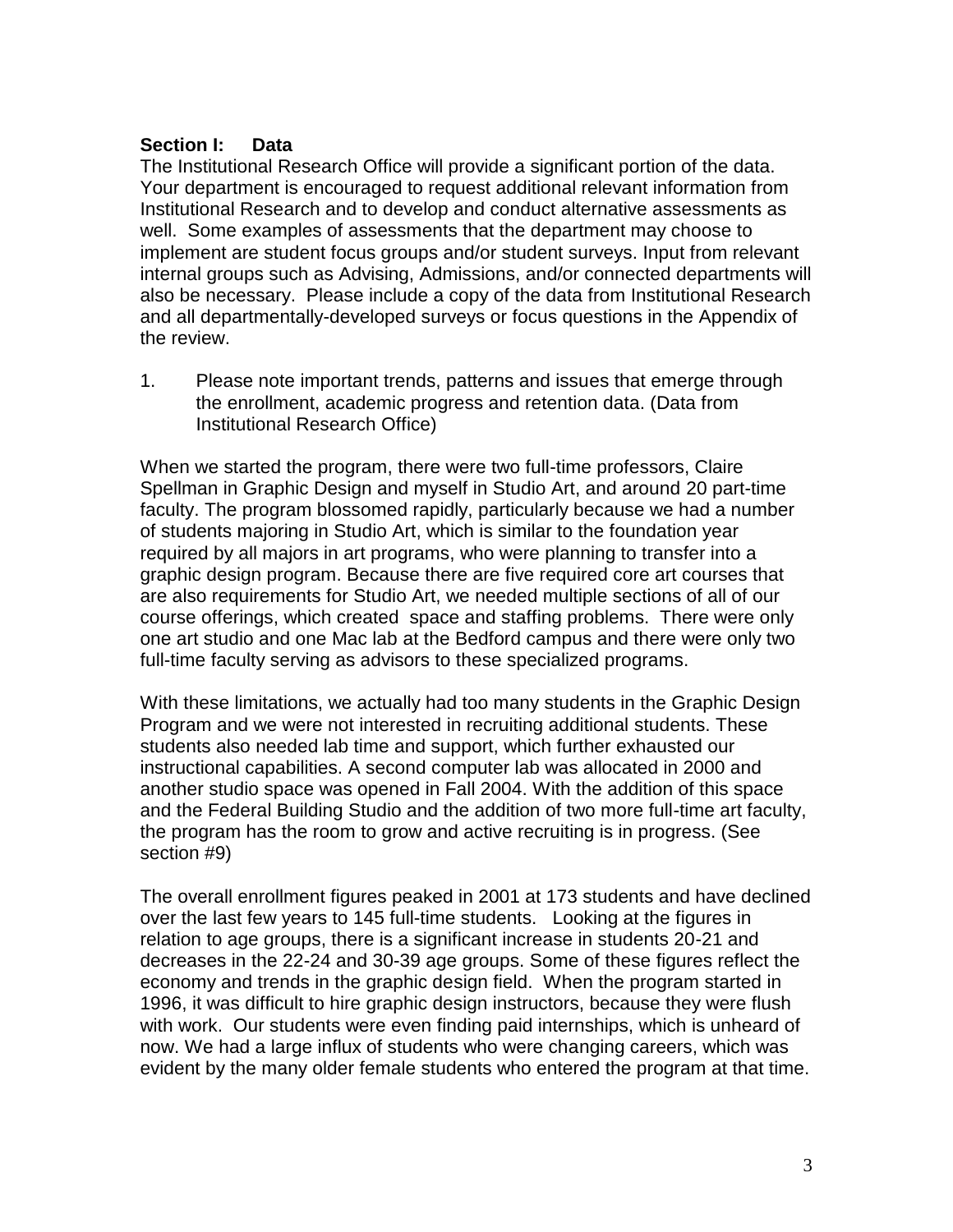## Section I: Data

The Institutional Research Office will provide a significant portion of the data. Your department is encouraged to request additional relevant information from Institutional Research and to develop and conduct alternative assessments as well. Some examples of assessments that the department may choose to implement are student focus groups and/or student surveys. Input from relevant internal groups such as Advising, Admissions, and/or connected departments will also be necessary. Please include a copy of the data from Institutional Research and all departmentally-developed surveys or focus questions in the Appendix of the review.

1. Please note important trends, patterns and issues that emerge through the enrollment, academic progress and retention data. (Data from Institutional Research Office)

When we started the program, there were two full-time professors, Claire Spellman in Graphic Design and myself in Studio Art, and around 20 part-time faculty. The program blossomed rapidly, particularly because we had a number of students majoring in Studio Art, which is similar to the foundation year required by all majors in art programs, who were planning to transfer into a graphic design program. Because there are five required core art courses that are also requirements for Studio Art, we needed multiple sections of all of our course offerings, which created space and staffing problems. There were only one art studio and one Mac lab at the Bedford campus and there were only two full-time faculty serving as advisors to these specialized programs.

With these limitations, we actually had too many students in the Graphic Design Program and we were not interested in recruiting additional students. These students also needed lab time and support, which further exhausted our instructional capabilities. A second computer lab was allocated in 2000 and another studio space was opened in Fall 2004. With the addition of this space and the Federal Building Studio and the addition of two more full-time art faculty, the program has the room to grow and active recruiting is in progress. (See section #9)

The overall enrollment figures peaked in 2001 at 173 students and have declined over the last few years to 145 full-time students. Looking at the figures in relation to age groups, there is a significant increase in students 20-21 and decreases in the 22-24 and 30-39 age groups. Some of these figures reflect the economy and trends in the graphic design field. When the program started in 1996, it was difficult to hire graphic design instructors, because they were flush with work. Our students were even finding paid internships, which is unheard of now. We had a large influx of students who were changing careers, which was evident by the many older female students who entered the program at that time.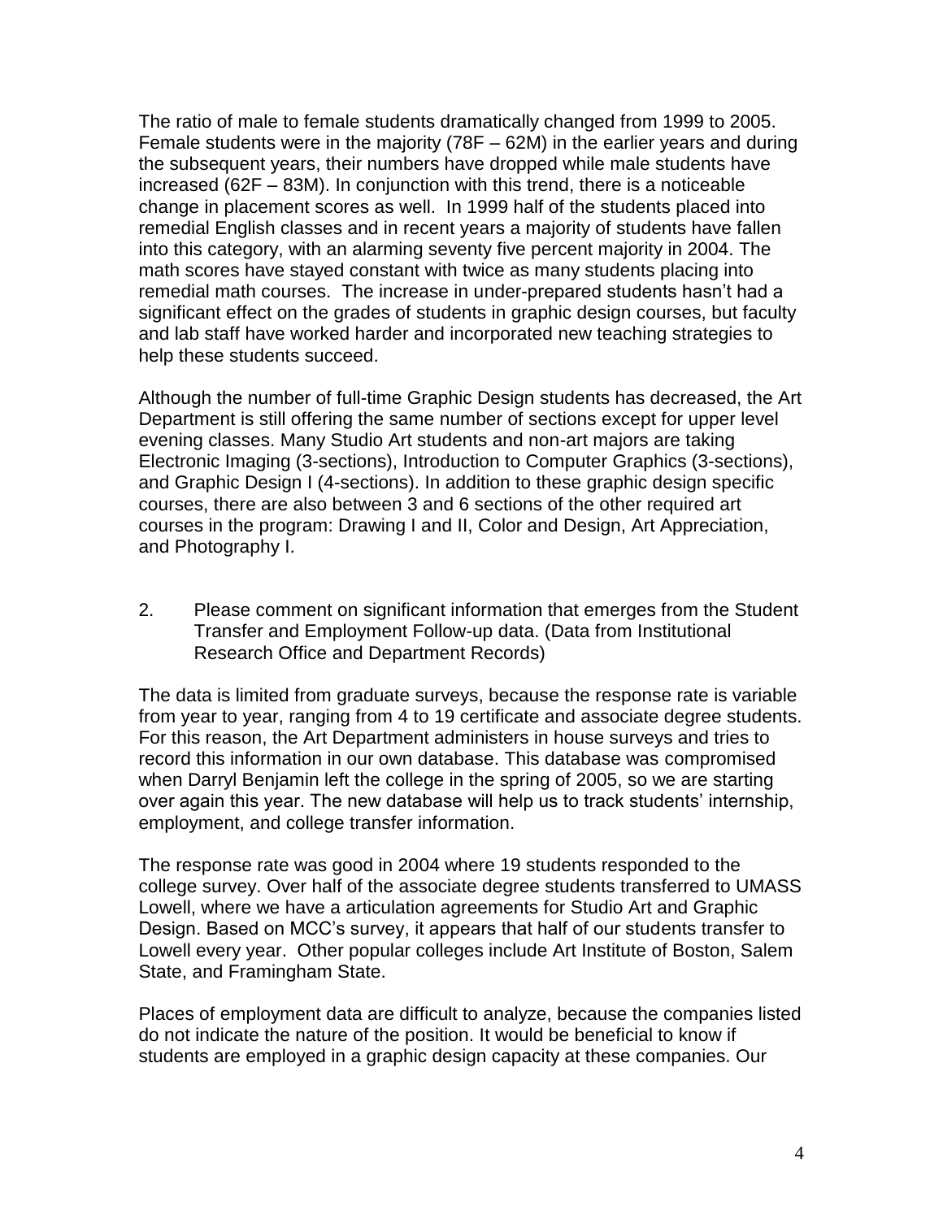The ratio of male to female students dramatically changed from 1999 to 2005. Female students were in the majority (78F – 62M) in the earlier years and during the subsequent years, their numbers have dropped while male students have increased (62F – 83M). In conjunction with this trend, there is a noticeable change in placement scores as well. In 1999 half of the students placed into remedial English classes and in recent years a majority of students have fallen into this category, with an alarming seventy five percent majority in 2004. The math scores have stayed constant with twice as many students placing into remedial math courses. The increase in under-prepared students hasn't had a significant effect on the grades of students in graphic design courses, but faculty and lab staff have worked harder and incorporated new teaching strategies to help these students succeed.

Although the number of full-time Graphic Design students has decreased, the Art Department is still offering the same number of sections except for upper level evening classes. Many Studio Art students and non-art majors are taking Electronic Imaging (3-sections), Introduction to Computer Graphics (3-sections), and Graphic Design I (4-sections). In addition to these graphic design specific courses, there are also between 3 and 6 sections of the other required art courses in the program: Drawing I and II, Color and Design, Art Appreciation, and Photography I.

2. Please comment on significant information that emerges from the Student Transfer and Employment Follow-up data. (Data from Institutional Research Office and Department Records)

The data is limited from graduate surveys, because the response rate is variable from year to year, ranging from 4 to 19 certificate and associate degree students. For this reason, the Art Department administers in house surveys and tries to record this information in our own database. This database was compromised when Darryl Benjamin left the college in the spring of 2005, so we are starting over again this year. The new database will help us to track students' internship, employment, and college transfer information.

The response rate was good in 2004 where 19 students responded to the college survey. Over half of the associate degree students transferred to UMASS Lowell, where we have a articulation agreements for Studio Art and Graphic Design. Based on MCC's survey, it appears that half of our students transfer to Lowell every year. Other popular colleges include Art Institute of Boston, Salem State, and Framingham State.

Places of employment data are difficult to analyze, because the companies listed do not indicate the nature of the position. It would be beneficial to know if students are employed in a graphic design capacity at these companies. Our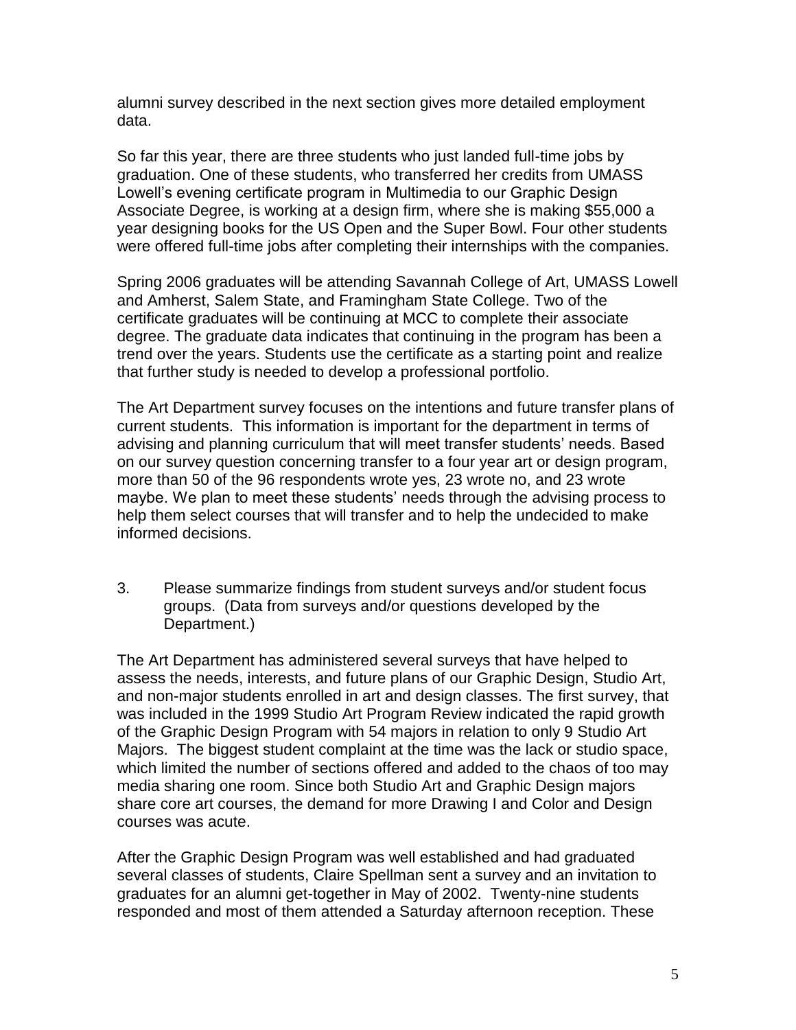alumni survey described in the next section gives more detailed employment data.

So far this year, there are three students who just landed full-time jobs by graduation. One of these students, who transferred her credits from UMASS Lowell's evening certificate program in Multimedia to our Graphic Design Associate Degree, is working at a design firm, where she is making $55,000 a year designing books for the US Open and the Super Bowl. Four other students were offered full-time jobs after completing their internships with the companies.

Spring 2006 graduates will be attending Savannah College of Art, UMASS Lowell and Amherst, Salem State, and Framingham State College. Two of the certificate graduates will be continuing at MCC to complete their associate degree. The graduate data indicates that continuing in the program has been a trend over the years. Students use the certificate as a starting point and realize that further study is needed to develop a professional portfolio.

The Art Department survey focuses on the intentions and future transfer plans of current students. This information is important for the department in terms of advising and planning curriculum that will meet transfer students' needs. Based on our survey question concerning transfer to a four year art or design program, more than 50 of the 96 respondents wrote yes, 23 wrote no, and 23 wrote maybe. We plan to meet these students' needs through the advising process to help them select courses that will transfer and to help the undecided to make informed decisions.

3. Please summarize findings from student surveys and/or student focus groups. (Data from surveys and/or questions developed by the Department.)

The Art Department has administered several surveys that have helped to assess the needs, interests, and future plans of our Graphic Design, Studio Art, and non-major students enrolled in art and design classes. The first survey, that was included in the 1999 Studio Art Program Review indicated the rapid growth of the Graphic Design Program with 54 majors in relation to only 9 Studio Art Majors. The biggest student complaint at the time was the lack or studio space, which limited the number of sections offered and added to the chaos of too may media sharing one room. Since both Studio Art and Graphic Design majors share core art courses, the demand for more Drawing I and Color and Design courses was acute.

After the Graphic Design Program was well established and had graduated several classes of students, Claire Spellman sent a survey and an invitation to graduates for an alumni get-together in May of 2002. Twenty-nine students responded and most of them attended a Saturday afternoon reception. These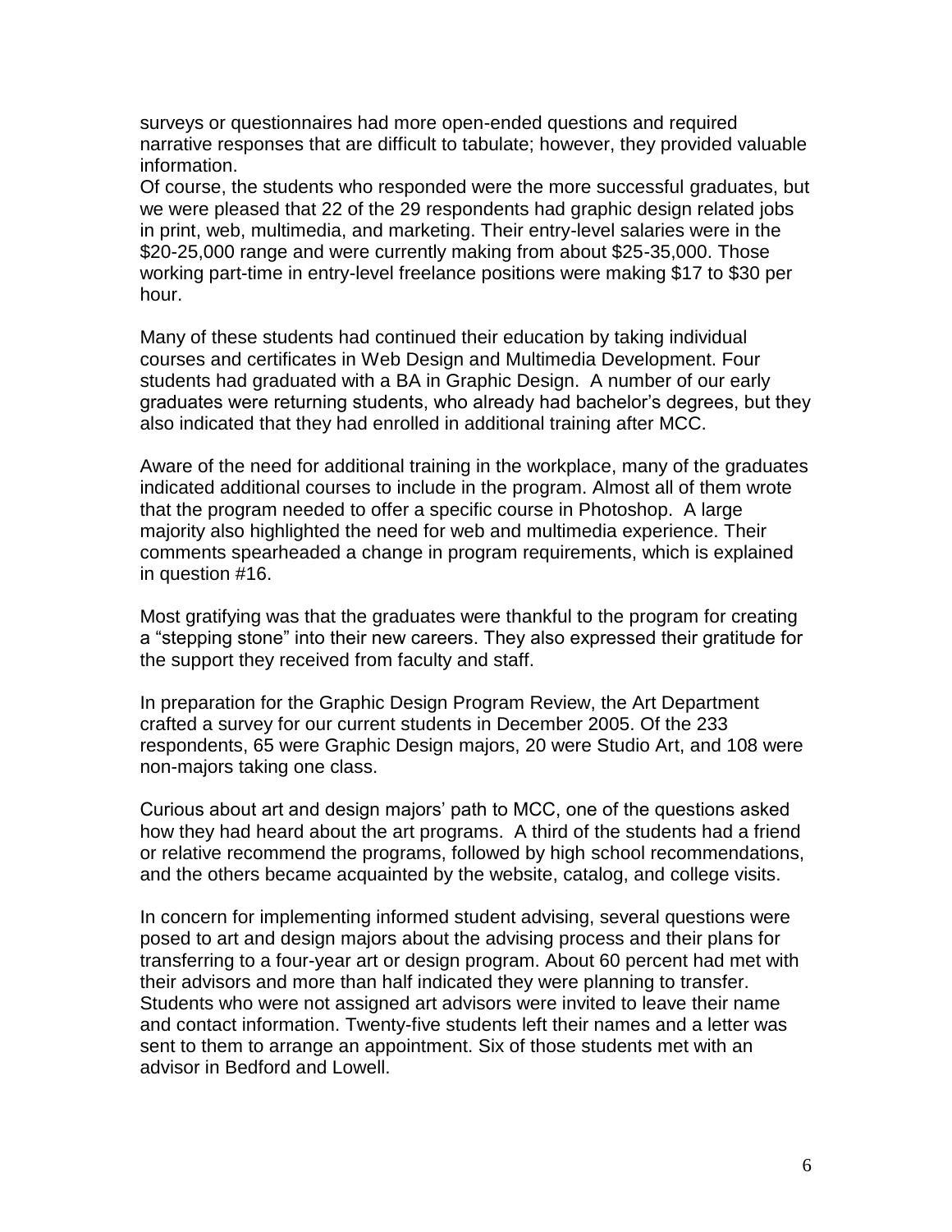surveys or questionnaires had more open-ended questions and required narrative responses that are difficult to tabulate; however, they provided valuable information.

Of course, the students who responded were the more successful graduates, but we were pleased that 22 of the 29 respondents had graphic design related jobs in print, web, multimedia, and marketing. Their entry-level salaries were in the $20-25,000 range and were currently making from about $25-35,000. Those working part-time in entry-level freelance positions were making $17 to $30 per hour.

Many of these students had continued their education by taking individual courses and certificates in Web Design and Multimedia Development. Four students had graduated with a BA in Graphic Design. A number of our early graduates were returning students, who already had bachelor's degrees, but they also indicated that they had enrolled in additional training after MCC.

Aware of the need for additional training in the workplace, many of the graduates indicated additional courses to include in the program. Almost all of them wrote that the program needed to offer a specific course in Photoshop. A large majority also highlighted the need for web and multimedia experience. Their comments spearheaded a change in program requirements, which is explained in question #16.

Most gratifying was that the graduates were thankful to the program for creating a "stepping stone" into their new careers. They also expressed their gratitude for the support they received from faculty and staff.

In preparation for the Graphic Design Program Review, the Art Department crafted a survey for our current students in December 2005. Of the 233 respondents, 65 were Graphic Design majors, 20 were Studio Art, and 108 were non-majors taking one class.

Curious about art and design majors' path to MCC, one of the questions asked how they had heard about the art programs. A third of the students had a friend or relative recommend the programs, followed by high school recommendations, and the others became acquainted by the website, catalog, and college visits.

In concern for implementing informed student advising, several questions were posed to art and design majors about the advising process and their plans for transferring to a four-year art or design program. About 60 percent had met with their advisors and more than half indicated they were planning to transfer. Students who were not assigned art advisors were invited to leave their name and contact information. Twenty-five students left their names and a letter was sent to them to arrange an appointment. Six of those students met with an advisor in Bedford and Lowell.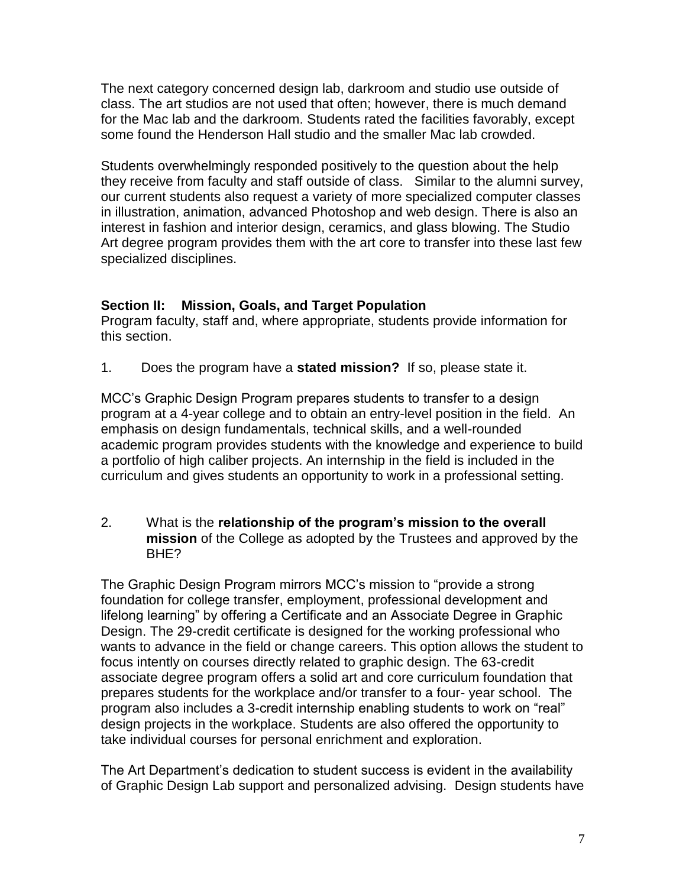The next category concerned design lab, darkroom and studio use outside of class. The art studios are not used that often; however, there is much demand for the Mac lab and the darkroom. Students rated the facilities favorably, except some found the Henderson Hall studio and the smaller Mac lab crowded.

Students overwhelmingly responded positively to the question about the help they receive from faculty and staff outside of class. Similar to the alumni survey, our current students also request a variety of more specialized computer classes in illustration, animation, advanced Photoshop and web design. There is also an interest in fashion and interior design, ceramics, and glass blowing. The Studio Art degree program provides them with the art core to transfer into these last few specialized disciplines.

## Section II: Mission, Goals, and Target Population

Program faculty, staff and, where appropriate, students provide information for this section.

1. Does the program have a **stated mission?** If so, please state it.

MCC's Graphic Design Program prepares students to transfer to a design program at a 4-year college and to obtain an entry-level position in the field. An emphasis on design fundamentals, technical skills, and a well-rounded academic program provides students with the knowledge and experience to build a portfolio of high caliber projects. An internship in the field is included in the curriculum and gives students an opportunity to work in a professional setting.

2. What is the **relationship of the program's mission to the overall mission** of the College as adopted by the Trustees and approved by the BHE?

The Graphic Design Program mirrors MCC's mission to "provide a strong foundation for college transfer, employment, professional development and lifelong learning" by offering a Certificate and an Associate Degree in Graphic Design. The 29-credit certificate is designed for the working professional who wants to advance in the field or change careers. This option allows the student to focus intently on courses directly related to graphic design. The 63-credit associate degree program offers a solid art and core curriculum foundation that prepares students for the workplace and/or transfer to a four- year school. The program also includes a 3-credit internship enabling students to work on "real" design projects in the workplace. Students are also offered the opportunity to take individual courses for personal enrichment and exploration.

The Art Department's dedication to student success is evident in the availability of Graphic Design Lab support and personalized advising. Design students have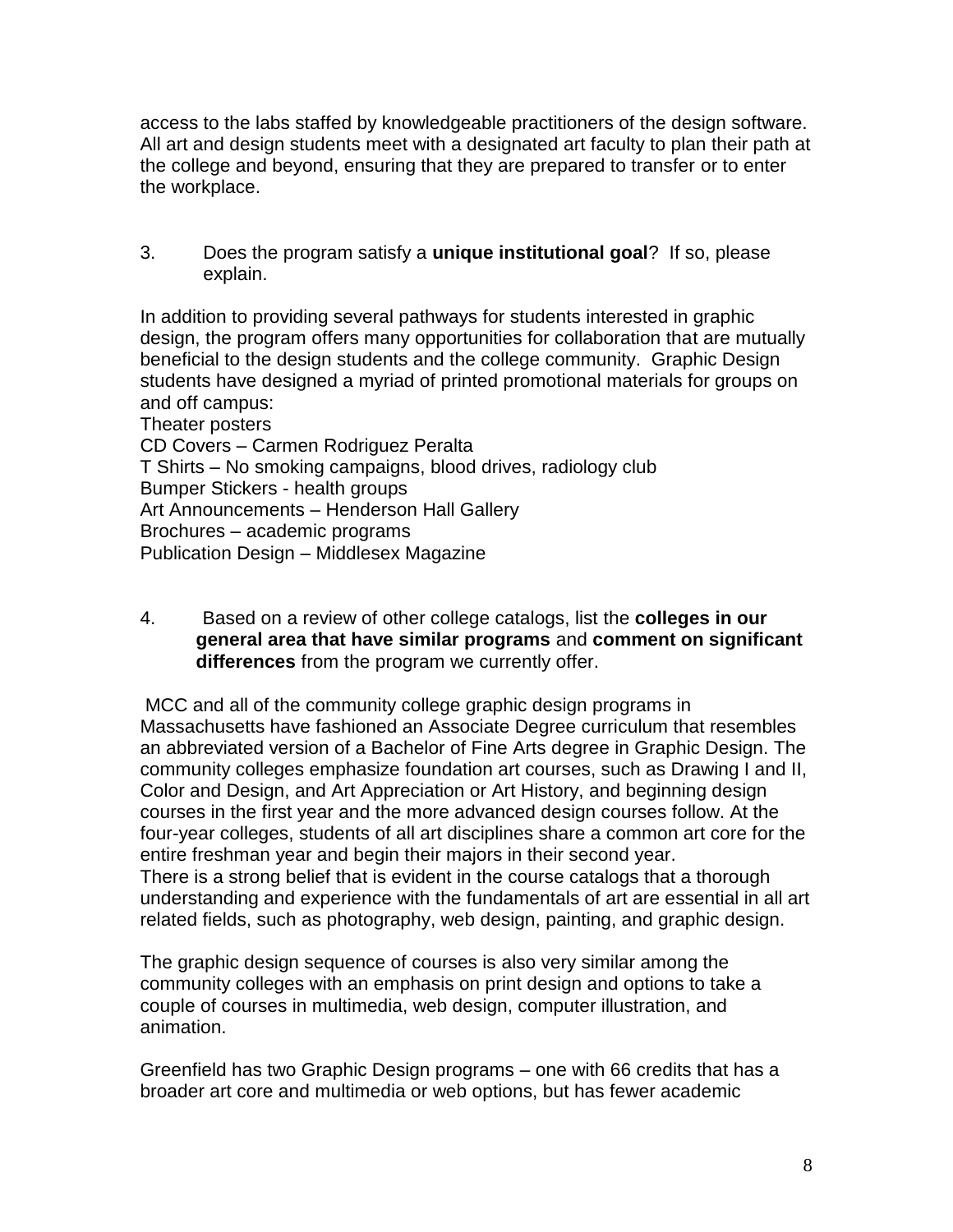access to the labs staffed by knowledgeable practitioners of the design software. All art and design students meet with a designated art faculty to plan their path at the college and beyond, ensuring that they are prepared to transfer or to enter the workplace.

3. Does the program satisfy a **unique institutional goal**? If so, please explain.

In addition to providing several pathways for students interested in graphic design, the program offers many opportunities for collaboration that are mutually beneficial to the design students and the college community. Graphic Design students have designed a myriad of printed promotional materials for groups on and off campus:
Theater posters
CD Covers – Carmen Rodriguez Peralta
T Shirts – No smoking campaigns, blood drives, radiology club
Bumper Stickers - health groups
Art Announcements – Henderson Hall Gallery
Brochures – academic programs
Publication Design – Middlesex Magazine

4. Based on a review of other college catalogs, list the **colleges in our general area that have similar programs** and **comment on significant differences** from the program we currently offer.

MCC and all of the community college graphic design programs in Massachusetts have fashioned an Associate Degree curriculum that resembles an abbreviated version of a Bachelor of Fine Arts degree in Graphic Design. The community colleges emphasize foundation art courses, such as Drawing I and II, Color and Design, and Art Appreciation or Art History, and beginning design courses in the first year and the more advanced design courses follow. At the four-year colleges, students of all art disciplines share a common art core for the entire freshman year and begin their majors in their second year.
There is a strong belief that is evident in the course catalogs that a thorough understanding and experience with the fundamentals of art are essential in all art related fields, such as photography, web design, painting, and graphic design.

The graphic design sequence of courses is also very similar among the community colleges with an emphasis on print design and options to take a couple of courses in multimedia, web design, computer illustration, and animation.

Greenfield has two Graphic Design programs – one with 66 credits that has a broader art core and multimedia or web options, but has fewer academic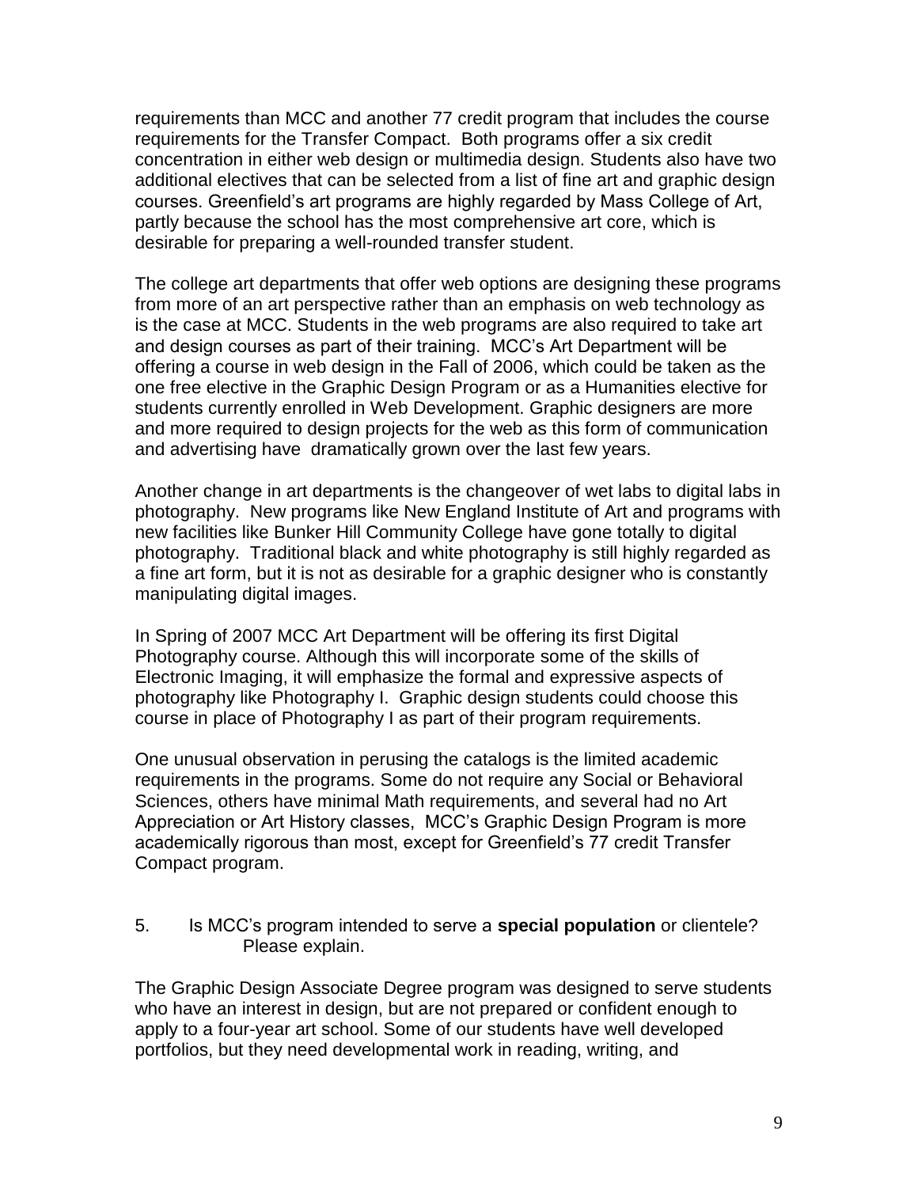requirements than MCC and another 77 credit program that includes the course requirements for the Transfer Compact. Both programs offer a six credit concentration in either web design or multimedia design. Students also have two additional electives that can be selected from a list of fine art and graphic design courses. Greenfield's art programs are highly regarded by Mass College of Art, partly because the school has the most comprehensive art core, which is desirable for preparing a well-rounded transfer student.

The college art departments that offer web options are designing these programs from more of an art perspective rather than an emphasis on web technology as is the case at MCC. Students in the web programs are also required to take art and design courses as part of their training. MCC's Art Department will be offering a course in web design in the Fall of 2006, which could be taken as the one free elective in the Graphic Design Program or as a Humanities elective for students currently enrolled in Web Development. Graphic designers are more and more required to design projects for the web as this form of communication and advertising have dramatically grown over the last few years.

Another change in art departments is the changeover of wet labs to digital labs in photography. New programs like New England Institute of Art and programs with new facilities like Bunker Hill Community College have gone totally to digital photography. Traditional black and white photography is still highly regarded as a fine art form, but it is not as desirable for a graphic designer who is constantly manipulating digital images.

In Spring of 2007 MCC Art Department will be offering its first Digital Photography course. Although this will incorporate some of the skills of Electronic Imaging, it will emphasize the formal and expressive aspects of photography like Photography I. Graphic design students could choose this course in place of Photography I as part of their program requirements.

One unusual observation in perusing the catalogs is the limited academic requirements in the programs. Some do not require any Social or Behavioral Sciences, others have minimal Math requirements, and several had no Art Appreciation or Art History classes, MCC's Graphic Design Program is more academically rigorous than most, except for Greenfield's 77 credit Transfer Compact program.

5. Is MCC's program intended to serve a **special population** or clientele? Please explain.

The Graphic Design Associate Degree program was designed to serve students who have an interest in design, but are not prepared or confident enough to apply to a four-year art school. Some of our students have well developed portfolios, but they need developmental work in reading, writing, and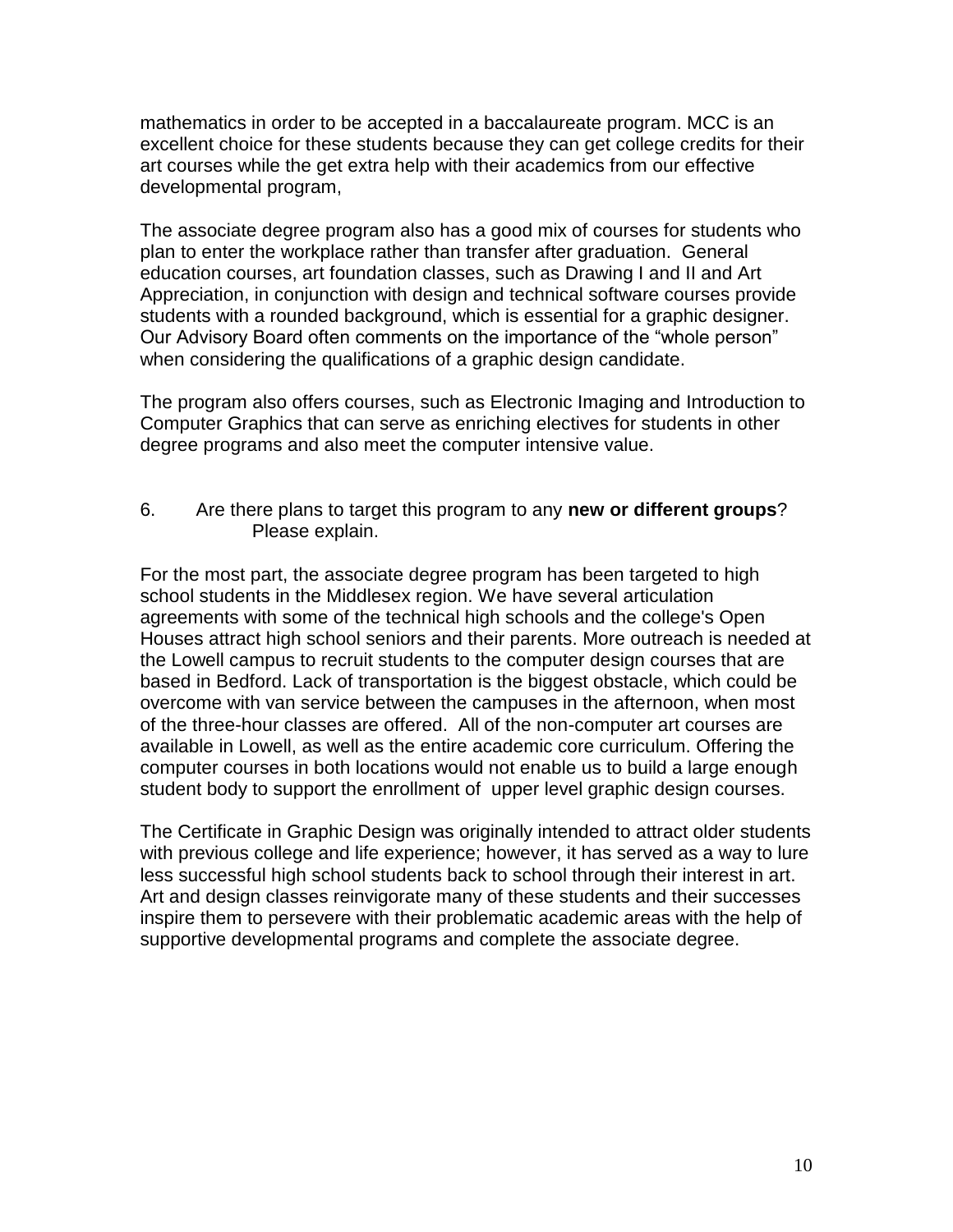mathematics in order to be accepted in a baccalaureate program. MCC is an excellent choice for these students because they can get college credits for their art courses while the get extra help with their academics from our effective developmental program,

The associate degree program also has a good mix of courses for students who plan to enter the workplace rather than transfer after graduation. General education courses, art foundation classes, such as Drawing I and II and Art Appreciation, in conjunction with design and technical software courses provide students with a rounded background, which is essential for a graphic designer. Our Advisory Board often comments on the importance of the "whole person" when considering the qualifications of a graphic design candidate.

The program also offers courses, such as Electronic Imaging and Introduction to Computer Graphics that can serve as enriching electives for students in other degree programs and also meet the computer intensive value.

6. Are there plans to target this program to any **new or different groups**? Please explain.

For the most part, the associate degree program has been targeted to high school students in the Middlesex region. We have several articulation agreements with some of the technical high schools and the college's Open Houses attract high school seniors and their parents. More outreach is needed at the Lowell campus to recruit students to the computer design courses that are based in Bedford. Lack of transportation is the biggest obstacle, which could be overcome with van service between the campuses in the afternoon, when most of the three-hour classes are offered. All of the non-computer art courses are available in Lowell, as well as the entire academic core curriculum. Offering the computer courses in both locations would not enable us to build a large enough student body to support the enrollment of upper level graphic design courses.

The Certificate in Graphic Design was originally intended to attract older students with previous college and life experience; however, it has served as a way to lure less successful high school students back to school through their interest in art. Art and design classes reinvigorate many of these students and their successes inspire them to persevere with their problematic academic areas with the help of supportive developmental programs and complete the associate degree.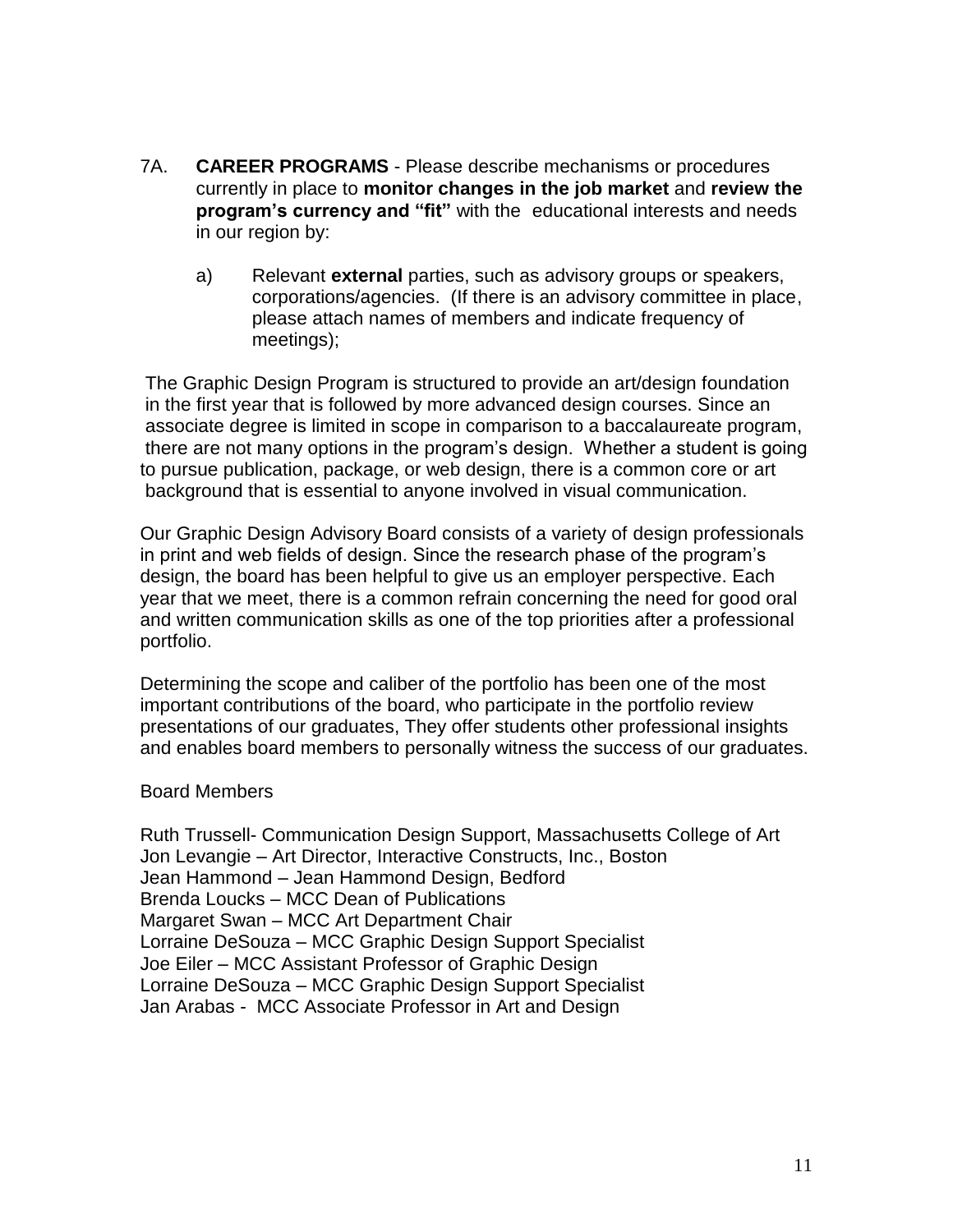7A. **CAREER PROGRAMS** - Please describe mechanisms or procedures currently in place to **monitor changes in the job market** and **review the program's currency and "fit"** with the educational interests and needs in our region by:

a) Relevant **external** parties, such as advisory groups or speakers, corporations/agencies. (If there is an advisory committee in place, please attach names of members and indicate frequency of meetings);

The Graphic Design Program is structured to provide an art/design foundation in the first year that is followed by more advanced design courses. Since an associate degree is limited in scope in comparison to a baccalaureate program, there are not many options in the program's design. Whether a student is going to pursue publication, package, or web design, there is a common core or art background that is essential to anyone involved in visual communication.

Our Graphic Design Advisory Board consists of a variety of design professionals in print and web fields of design. Since the research phase of the program's design, the board has been helpful to give us an employer perspective. Each year that we meet, there is a common refrain concerning the need for good oral and written communication skills as one of the top priorities after a professional portfolio.

Determining the scope and caliber of the portfolio has been one of the most important contributions of the board, who participate in the portfolio review presentations of our graduates, They offer students other professional insights and enables board members to personally witness the success of our graduates.

Board Members

Ruth Trussell- Communication Design Support, Massachusetts College of Art
Jon Levangie – Art Director, Interactive Constructs, Inc., Boston
Jean Hammond – Jean Hammond Design, Bedford
Brenda Loucks – MCC Dean of Publications
Margaret Swan – MCC Art Department Chair
Lorraine DeSouza – MCC Graphic Design Support Specialist
Joe Eiler – MCC Assistant Professor of Graphic Design
Lorraine DeSouza – MCC Graphic Design Support Specialist
Jan Arabas - MCC Associate Professor in Art and Design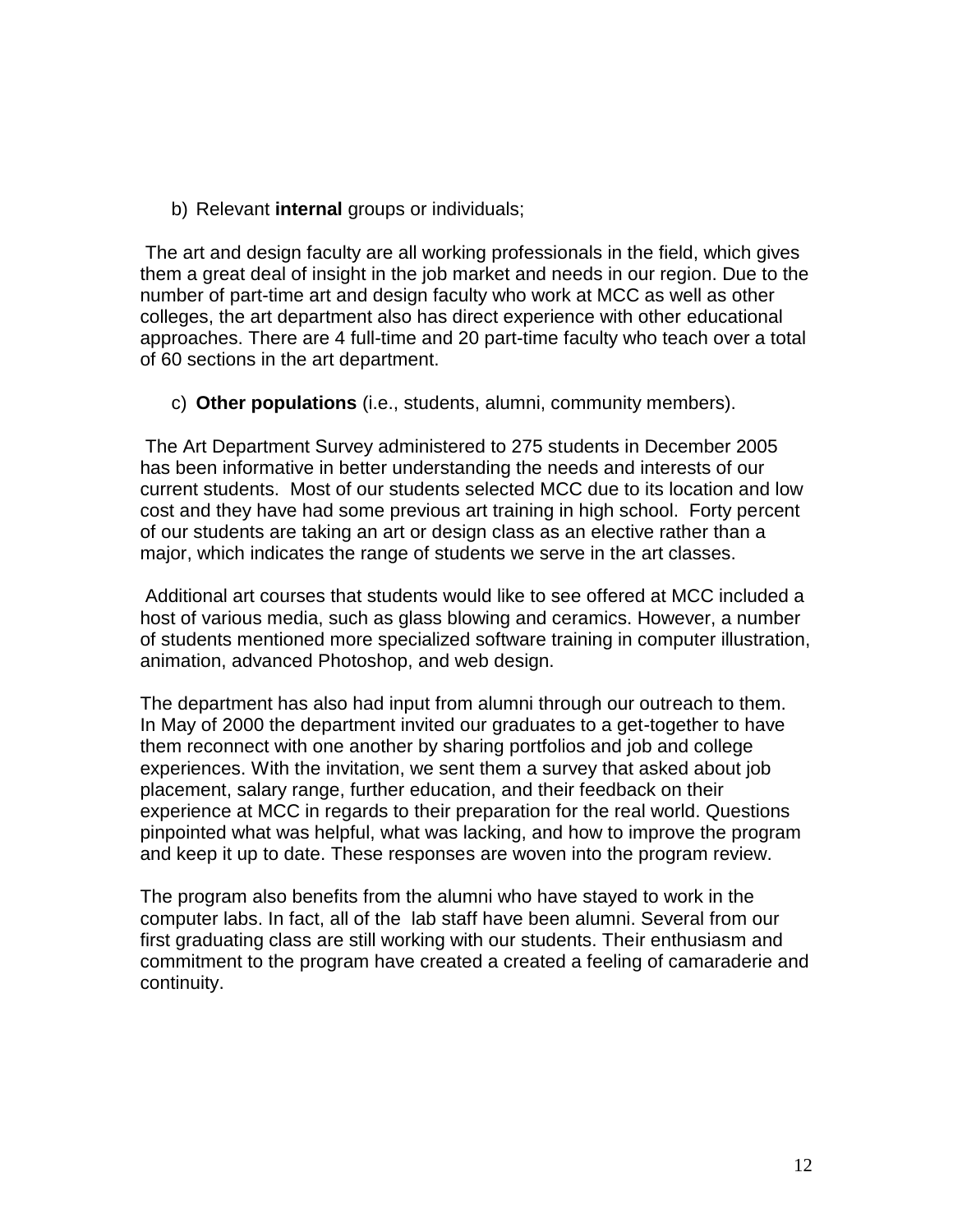b) Relevant **internal** groups or individuals;

The art and design faculty are all working professionals in the field, which gives them a great deal of insight in the job market and needs in our region. Due to the number of part-time art and design faculty who work at MCC as well as other colleges, the art department also has direct experience with other educational approaches. There are 4 full-time and 20 part-time faculty who teach over a total of 60 sections in the art department.

c) **Other populations** (i.e., students, alumni, community members).

The Art Department Survey administered to 275 students in December 2005 has been informative in better understanding the needs and interests of our current students. Most of our students selected MCC due to its location and low cost and they have had some previous art training in high school. Forty percent of our students are taking an art or design class as an elective rather than a major, which indicates the range of students we serve in the art classes.

Additional art courses that students would like to see offered at MCC included a host of various media, such as glass blowing and ceramics. However, a number of students mentioned more specialized software training in computer illustration, animation, advanced Photoshop, and web design.

The department has also had input from alumni through our outreach to them. In May of 2000 the department invited our graduates to a get-together to have them reconnect with one another by sharing portfolios and job and college experiences. With the invitation, we sent them a survey that asked about job placement, salary range, further education, and their feedback on their experience at MCC in regards to their preparation for the real world. Questions pinpointed what was helpful, what was lacking, and how to improve the program and keep it up to date. These responses are woven into the program review.

The program also benefits from the alumni who have stayed to work in the computer labs. In fact, all of the lab staff have been alumni. Several from our first graduating class are still working with our students. Their enthusiasm and commitment to the program have created a created a feeling of camaraderie and continuity.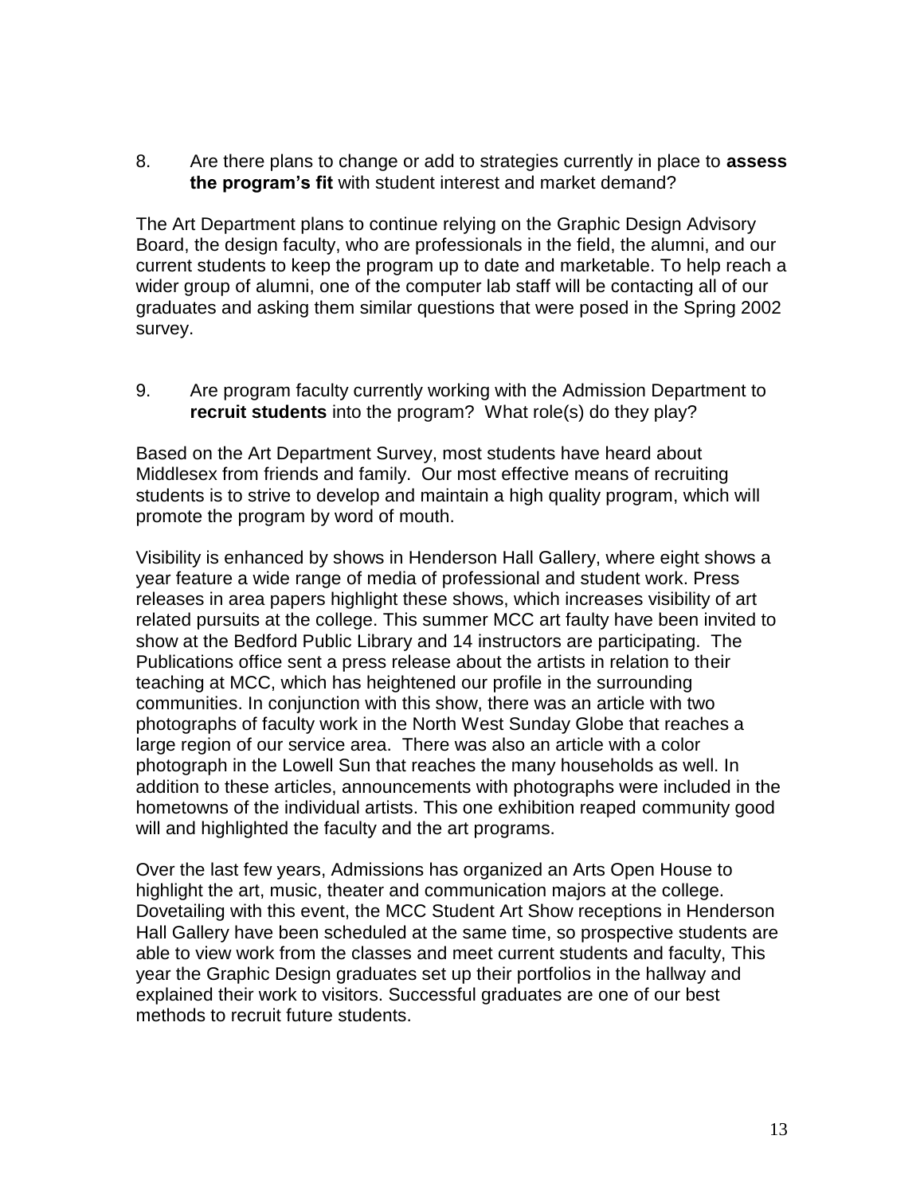8. Are there plans to change or add to strategies currently in place to **assess the program's fit** with student interest and market demand?

The Art Department plans to continue relying on the Graphic Design Advisory Board, the design faculty, who are professionals in the field, the alumni, and our current students to keep the program up to date and marketable. To help reach a wider group of alumni, one of the computer lab staff will be contacting all of our graduates and asking them similar questions that were posed in the Spring 2002 survey.

9. Are program faculty currently working with the Admission Department to **recruit students** into the program? What role(s) do they play?

Based on the Art Department Survey, most students have heard about Middlesex from friends and family. Our most effective means of recruiting students is to strive to develop and maintain a high quality program, which will promote the program by word of mouth.

Visibility is enhanced by shows in Henderson Hall Gallery, where eight shows a year feature a wide range of media of professional and student work. Press releases in area papers highlight these shows, which increases visibility of art related pursuits at the college. This summer MCC art faulty have been invited to show at the Bedford Public Library and 14 instructors are participating. The Publications office sent a press release about the artists in relation to their teaching at MCC, which has heightened our profile in the surrounding communities. In conjunction with this show, there was an article with two photographs of faculty work in the North West Sunday Globe that reaches a large region of our service area. There was also an article with a color photograph in the Lowell Sun that reaches the many households as well. In addition to these articles, announcements with photographs were included in the hometowns of the individual artists. This one exhibition reaped community good will and highlighted the faculty and the art programs.

Over the last few years, Admissions has organized an Arts Open House to highlight the art, music, theater and communication majors at the college. Dovetailing with this event, the MCC Student Art Show receptions in Henderson Hall Gallery have been scheduled at the same time, so prospective students are able to view work from the classes and meet current students and faculty, This year the Graphic Design graduates set up their portfolios in the hallway and explained their work to visitors. Successful graduates are one of our best methods to recruit future students.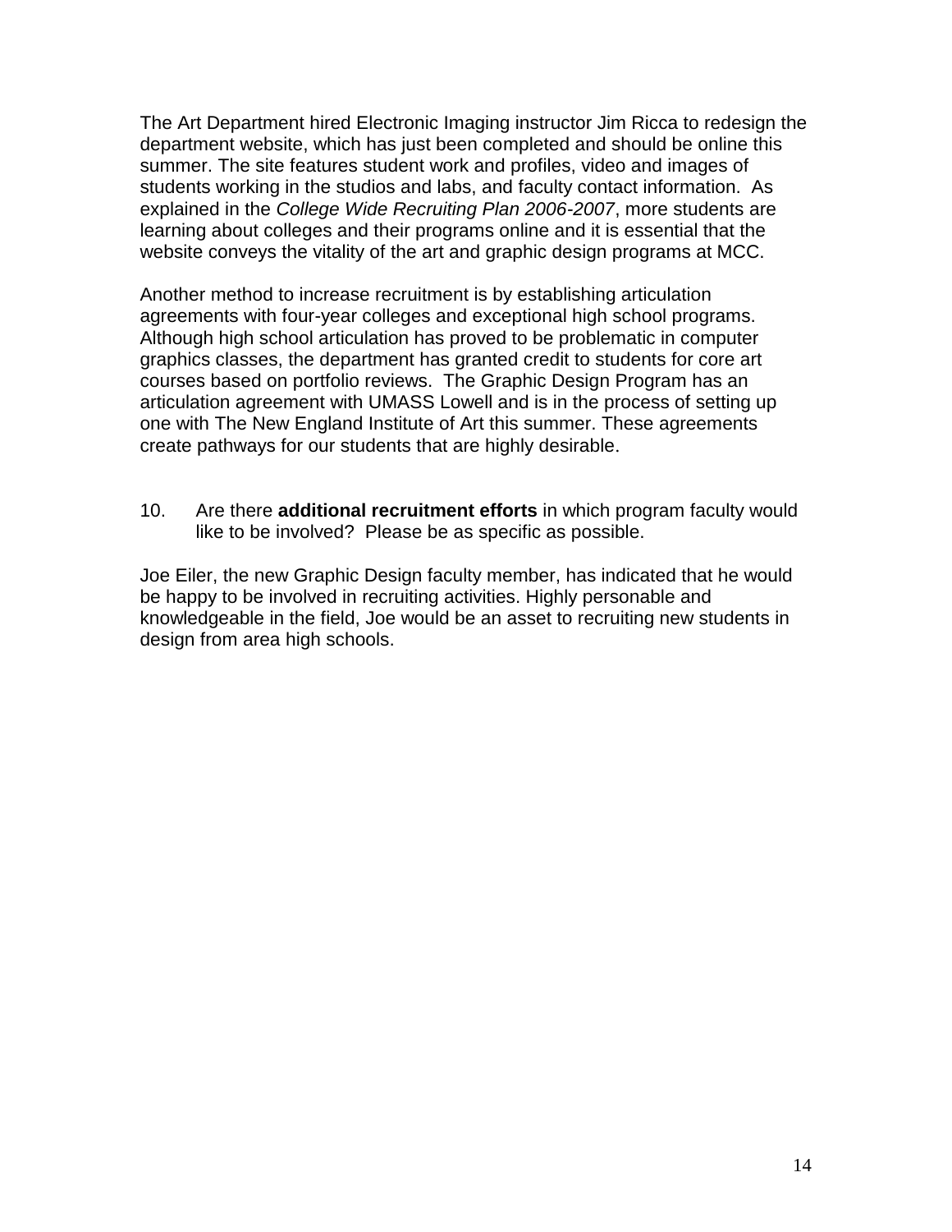The Art Department hired Electronic Imaging instructor Jim Ricca to redesign the department website, which has just been completed and should be online this summer. The site features student work and profiles, video and images of students working in the studios and labs, and faculty contact information. As explained in the *College Wide Recruiting Plan 2006-2007*, more students are learning about colleges and their programs online and it is essential that the website conveys the vitality of the art and graphic design programs at MCC.

Another method to increase recruitment is by establishing articulation agreements with four-year colleges and exceptional high school programs. Although high school articulation has proved to be problematic in computer graphics classes, the department has granted credit to students for core art courses based on portfolio reviews. The Graphic Design Program has an articulation agreement with UMASS Lowell and is in the process of setting up one with The New England Institute of Art this summer. These agreements create pathways for our students that are highly desirable.

10. Are there **additional recruitment efforts** in which program faculty would like to be involved? Please be as specific as possible.

Joe Eiler, the new Graphic Design faculty member, has indicated that he would be happy to be involved in recruiting activities. Highly personable and knowledgeable in the field, Joe would be an asset to recruiting new students in design from area high schools.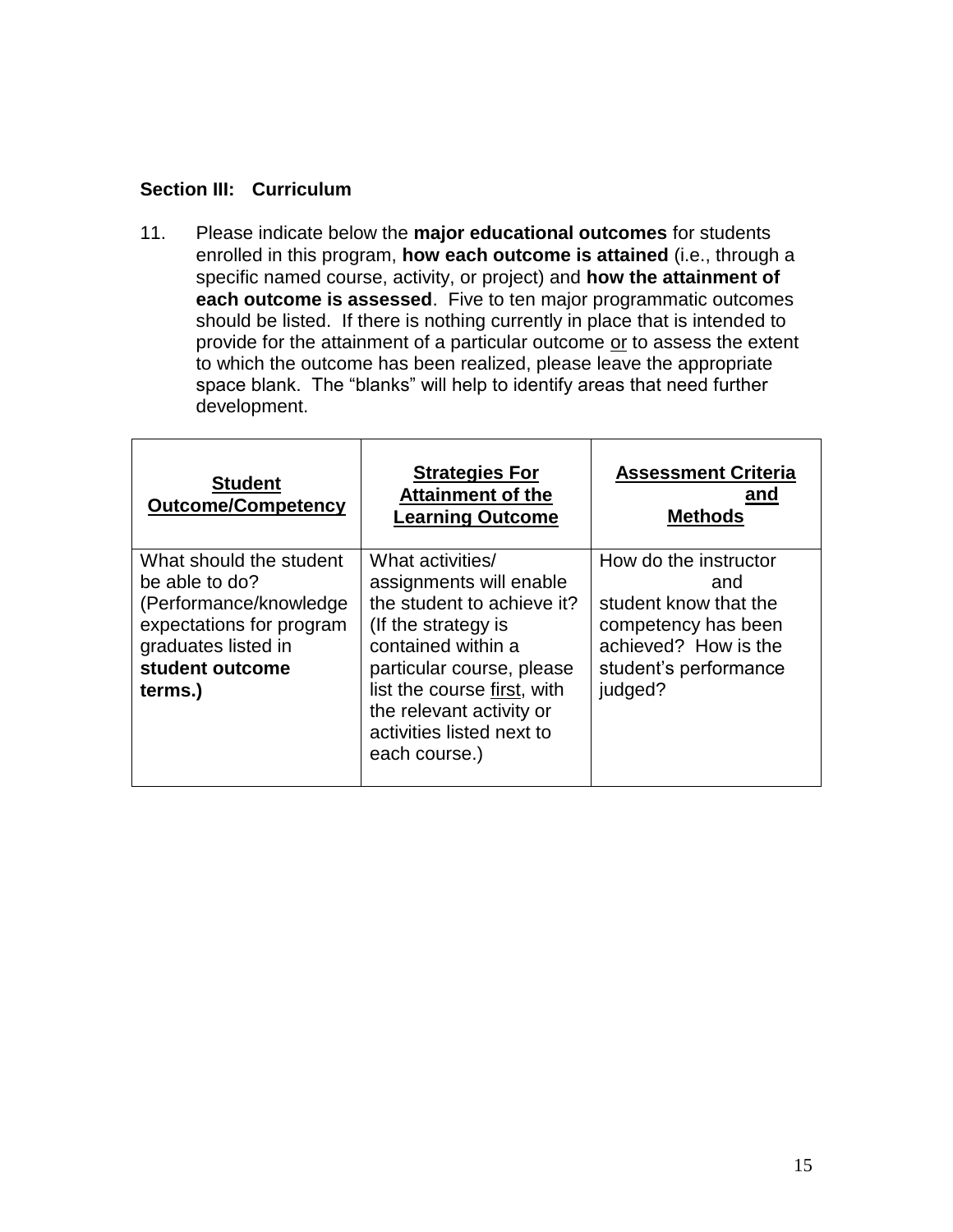**Section III: Curriculum**

11. Please indicate below the **major educational outcomes** for students enrolled in this program, **how each outcome is attained** (i.e., through a specific named course, activity, or project) and **how the attainment of each outcome is assessed**. Five to ten major programmatic outcomes should be listed. If there is nothing currently in place that is intended to provide for the attainment of a particular outcome or to assess the extent to which the outcome has been realized, please leave the appropriate space blank. The "blanks" will help to identify areas that need further development.

| **Student Outcome/Competency** | **Strategies For Attainment of the Learning Outcome** | **Assessment Criteria and Methods** |
|---|---|---|
| What should the student be able to do? (Performance/knowledge expectations for program graduates listed in **student outcome terms.)** | What activities/ assignments will enable the student to achieve it? (If the strategy is contained within a particular course, please list the course first, with the relevant activity or activities listed next to each course.) | How do the instructor and student know that the competency has been achieved? How is the student's performance judged? |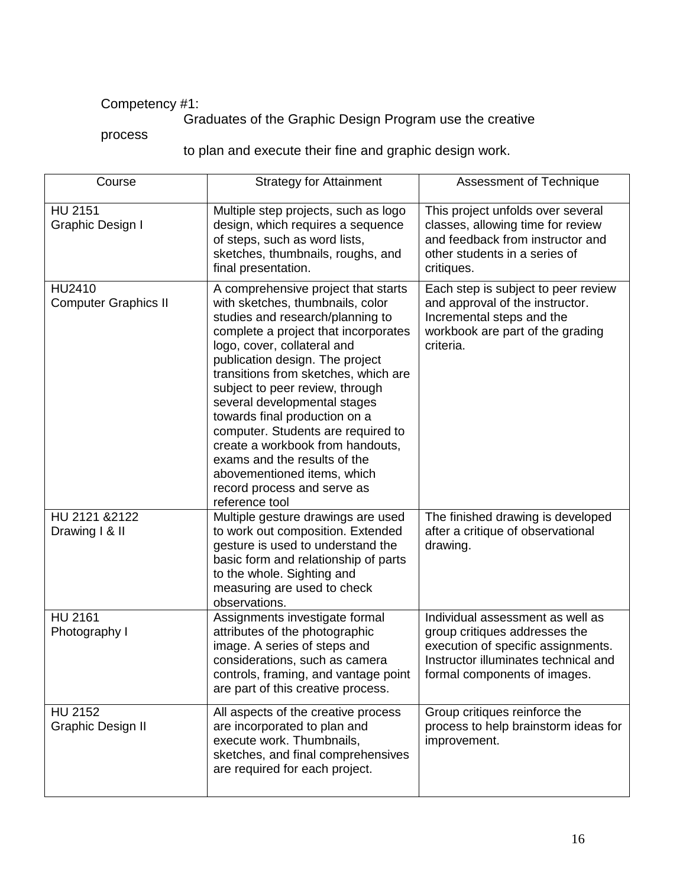Competency #1:
Graduates of the Graphic Design Program use the creative process to plan and execute their fine and graphic design work.

| Course | Strategy for Attainment | Assessment of Technique |
| --- | --- | --- |
| HU 2151 Graphic Design I | Multiple step projects, such as logo design, which requires a sequence of steps, such as word lists, sketches, thumbnails, roughs, and final presentation. | This project unfolds over several classes, allowing time for review and feedback from instructor and other students in a series of critiques. |
| HU2410 Computer Graphics II | A comprehensive project that starts with sketches, thumbnails, color studies and research/planning to complete a project that incorporates logo, cover, collateral and publication design. The project transitions from sketches, which are subject to peer review, through several developmental stages towards final production on a computer. Students are required to create a workbook from handouts, exams and the results of the abovementioned items, which record process and serve as reference tool | Each step is subject to peer review and approval of the instructor. Incremental steps and the workbook are part of the grading criteria. |
| HU 2121 &2122 Drawing I & II | Multiple gesture drawings are used to work out composition. Extended gesture is used to understand the basic form and relationship of parts to the whole. Sighting and measuring are used to check observations. | The finished drawing is developed after a critique of observational drawing. |
| HU 2161 Photography I | Assignments investigate formal attributes of the photographic image. A series of steps and considerations, such as camera controls, framing, and vantage point are part of this creative process. | Individual assessment as well as group critiques addresses the execution of specific assignments. Instructor illuminates technical and formal components of images. |
| HU 2152 Graphic Design II | All aspects of the creative process are incorporated to plan and execute work. Thumbnails, sketches, and final comprehensives are required for each project. | Group critiques reinforce the process to help brainstorm ideas for improvement. |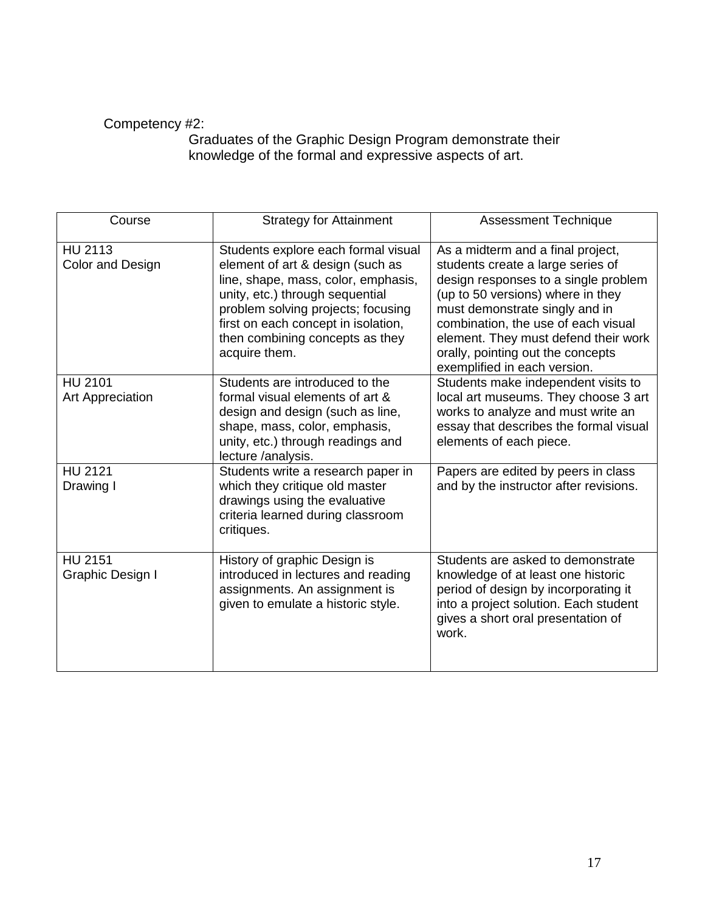Competency #2:

Graduates of the Graphic Design Program demonstrate their knowledge of the formal and expressive aspects of art.

| Course | Strategy for Attainment | Assessment Technique |
|---|---|---|
| HU 2113<br>Color and Design | Students explore each formal visual element of art & design (such as line, shape, mass, color, emphasis, unity, etc.) through sequential problem solving projects; focusing first on each concept in isolation, then combining concepts as they acquire them. | As a midterm and a final project, students create a large series of design responses to a single problem (up to 50 versions) where in they must demonstrate singly and in combination, the use of each visual element. They must defend their work orally, pointing out the concepts exemplified in each version. |
| HU 2101<br>Art Appreciation | Students are introduced to the formal visual elements of art & design and design (such as line, shape, mass, color, emphasis, unity, etc.) through readings and lecture /analysis. | Students make independent visits to local art museums. They choose 3 art works to analyze and must write an essay that describes the formal visual elements of each piece. |
| HU 2121<br>Drawing I | Students write a research paper in which they critique old master drawings using the evaluative criteria learned during classroom critiques. | Papers are edited by peers in class and by the instructor after revisions. |
| HU 2151<br>Graphic Design I | History of graphic Design is introduced in lectures and reading assignments. An assignment is given to emulate a historic style. | Students are asked to demonstrate knowledge of at least one historic period of design by incorporating it into a project solution. Each student gives a short oral presentation of work. |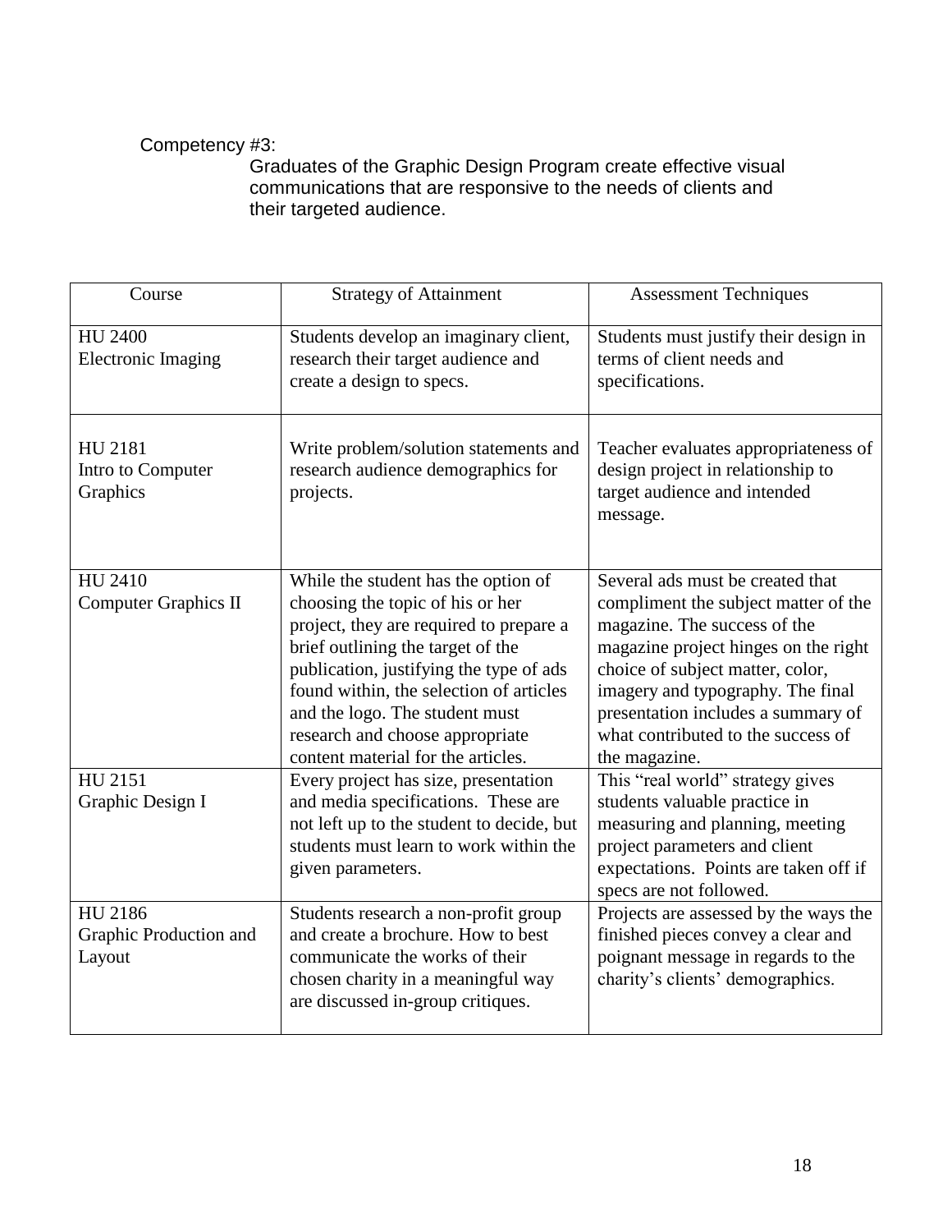Competency #3:

Graduates of the Graphic Design Program create effective visual communications that are responsive to the needs of clients and their targeted audience.

| Course | Strategy of Attainment | Assessment Techniques |
|---|---|---|
| HU 2400 Electronic Imaging | Students develop an imaginary client, research their target audience and create a design to specs. | Students must justify their design in terms of client needs and specifications. |
| HU 2181 Intro to Computer Graphics | Write problem/solution statements and research audience demographics for projects. | Teacher evaluates appropriateness of design project in relationship to target audience and intended message. |
| HU 2410 Computer Graphics II | While the student has the option of choosing the topic of his or her project, they are required to prepare a brief outlining the target of the publication, justifying the type of ads found within, the selection of articles and the logo. The student must research and choose appropriate content material for the articles. | Several ads must be created that compliment the subject matter of the magazine. The success of the magazine project hinges on the right choice of subject matter, color, imagery and typography. The final presentation includes a summary of what contributed to the success of the magazine. |
| HU 2151 Graphic Design I | Every project has size, presentation and media specifications. These are not left up to the student to decide, but students must learn to work within the given parameters. | This "real world" strategy gives students valuable practice in measuring and planning, meeting project parameters and client expectations. Points are taken off if specs are not followed. |
| HU 2186 Graphic Production and Layout | Students research a non-profit group and create a brochure. How to best communicate the works of their chosen charity in a meaningful way are discussed in-group critiques. | Projects are assessed by the ways the finished pieces convey a clear and poignant message in regards to the charity's clients' demographics. |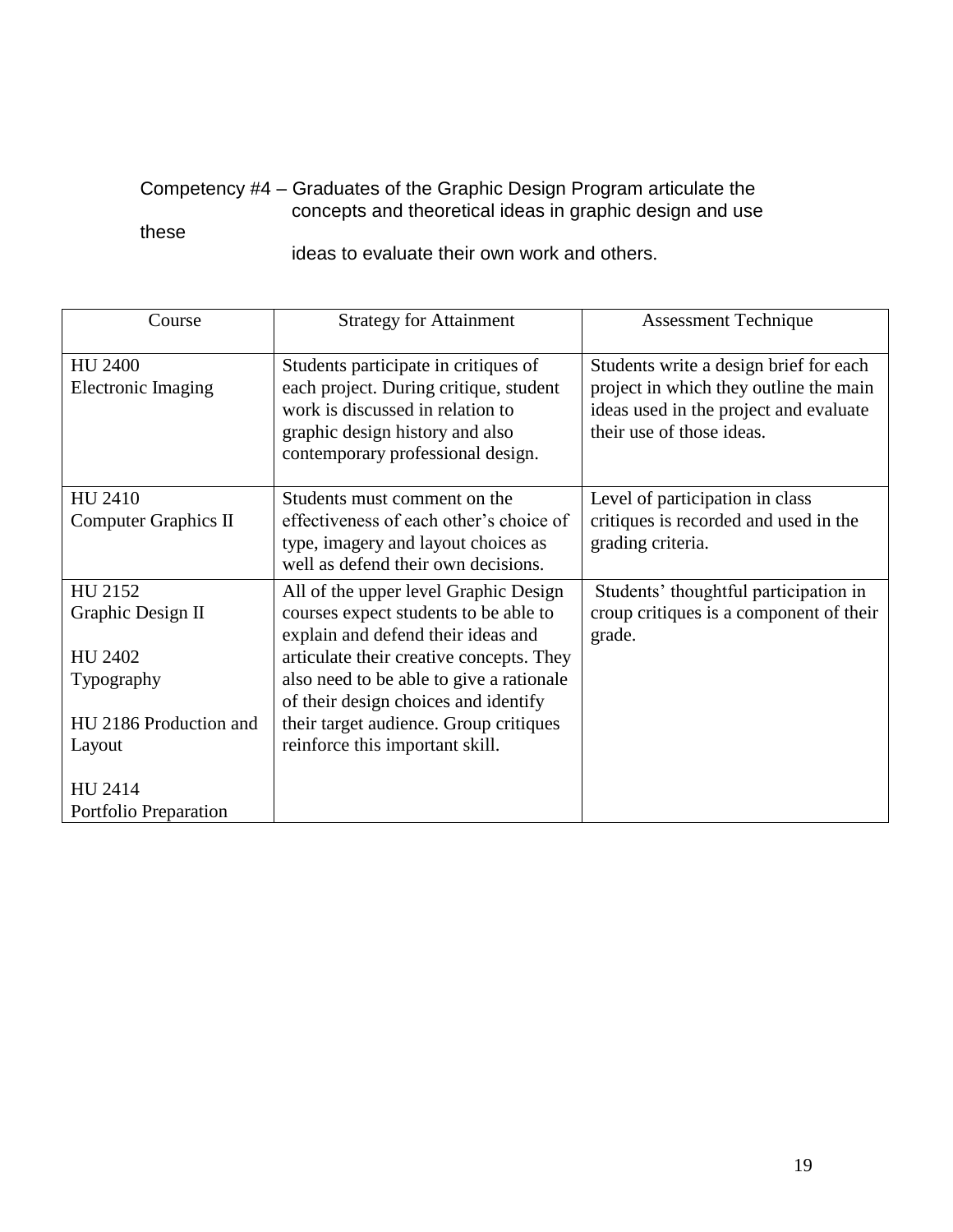Competency #4 – Graduates of the Graphic Design Program articulate the concepts and theoretical ideas in graphic design and use these ideas to evaluate their own work and others.

| Course | Strategy for Attainment | Assessment Technique |
|---|---|---|
| HU 2400<br>Electronic Imaging | Students participate in critiques of each project. During critique, student work is discussed in relation to graphic design history and also contemporary professional design. | Students write a design brief for each project in which they outline the main ideas used in the project and evaluate their use of those ideas. |
| HU 2410<br>Computer Graphics II | Students must comment on the effectiveness of each other's choice of type, imagery and layout choices as well as defend their own decisions. | Level of participation in class critiques is recorded and used in the grading criteria. |
| HU 2152<br>Graphic Design II<br><br>HU 2402<br>Typography<br><br>HU 2186 Production and Layout<br><br>HU 2414<br>Portfolio Preparation | All of the upper level Graphic Design courses expect students to be able to explain and defend their ideas and articulate their creative concepts. They also need to be able to give a rationale of their design choices and identify their target audience. Group critiques reinforce this important skill. | Students' thoughtful participation in croup critiques is a component of their grade. |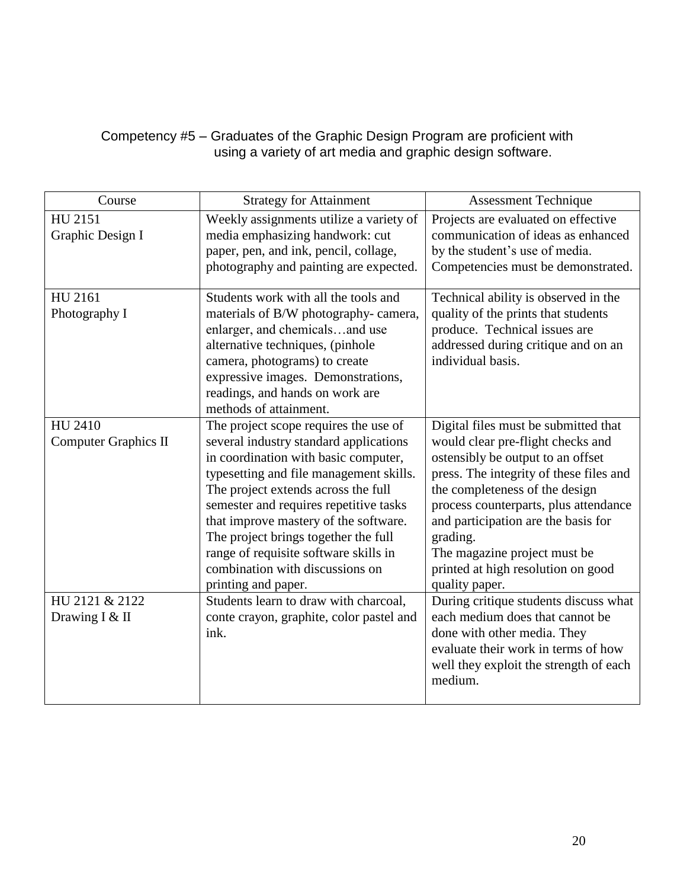Competency #5 – Graduates of the Graphic Design Program are proficient with using a variety of art media and graphic design software.

| Course | Strategy for Attainment | Assessment Technique |
| --- | --- | --- |
| HU 2151 Graphic Design I | Weekly assignments utilize a variety of media emphasizing handwork: cut paper, pen, and ink, pencil, collage, photography and painting are expected. | Projects are evaluated on effective communication of ideas as enhanced by the student's use of media. Competencies must be demonstrated. |
| HU 2161 Photography I | Students work with all the tools and materials of B/W photography- camera, enlarger, and chemicals…and use alternative techniques, (pinhole camera, photograms) to create expressive images. Demonstrations, readings, and hands on work are methods of attainment. | Technical ability is observed in the quality of the prints that students produce. Technical issues are addressed during critique and on an individual basis. |
| HU 2410 Computer Graphics II | The project scope requires the use of several industry standard applications in coordination with basic computer, typesetting and file management skills. The project extends across the full semester and requires repetitive tasks that improve mastery of the software. The project brings together the full range of requisite software skills in combination with discussions on printing and paper. | Digital files must be submitted that would clear pre-flight checks and ostensibly be output to an offset press. The integrity of these files and the completeness of the design process counterparts, plus attendance and participation are the basis for grading. The magazine project must be printed at high resolution on good quality paper. |
| HU 2121 & 2122 Drawing I & II | Students learn to draw with charcoal, conte crayon, graphite, color pastel and ink. | During critique students discuss what each medium does that cannot be done with other media. They evaluate their work in terms of how well they exploit the strength of each medium. |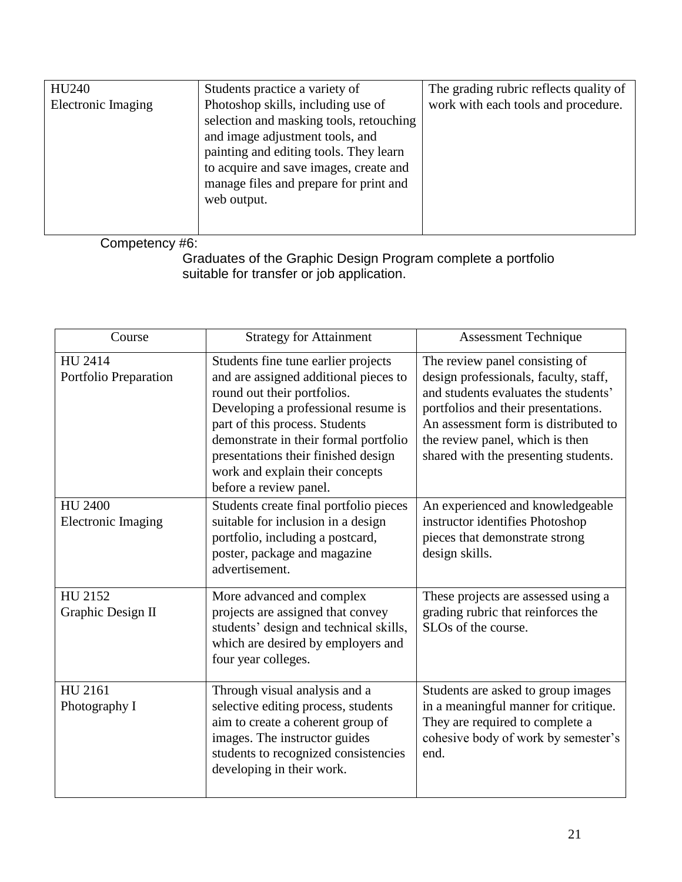| | | |
|---|---|---|
| HU240<br>Electronic Imaging | Students practice a variety of Photoshop skills, including use of selection and masking tools, retouching and image adjustment tools, and painting and editing tools. They learn to acquire and save images, create and manage files and prepare for print and web output. | The grading rubric reflects quality of work with each tools and procedure. |

Competency #6:

Graduates of the Graphic Design Program complete a portfolio suitable for transfer or job application.

| Course | Strategy for Attainment | Assessment Technique |
|---|---|---|
| HU 2414<br>Portfolio Preparation | Students fine tune earlier projects and are assigned additional pieces to round out their portfolios. Developing a professional resume is part of this process. Students demonstrate in their formal portfolio presentations their finished design work and explain their concepts before a review panel. | The review panel consisting of design professionals, faculty, staff, and students evaluates the students' portfolios and their presentations. An assessment form is distributed to the review panel, which is then shared with the presenting students. |
| HU 2400<br>Electronic Imaging | Students create final portfolio pieces suitable for inclusion in a design portfolio, including a postcard, poster, package and magazine advertisement. | An experienced and knowledgeable instructor identifies Photoshop pieces that demonstrate strong design skills. |
| HU 2152<br>Graphic Design II | More advanced and complex projects are assigned that convey students' design and technical skills, which are desired by employers and four year colleges. | These projects are assessed using a grading rubric that reinforces the SLOs of the course. |
| HU 2161<br>Photography I | Through visual analysis and a selective editing process, students aim to create a coherent group of images. The instructor guides students to recognized consistencies developing in their work. | Students are asked to group images in a meaningful manner for critique. They are required to complete a cohesive body of work by semester's end. |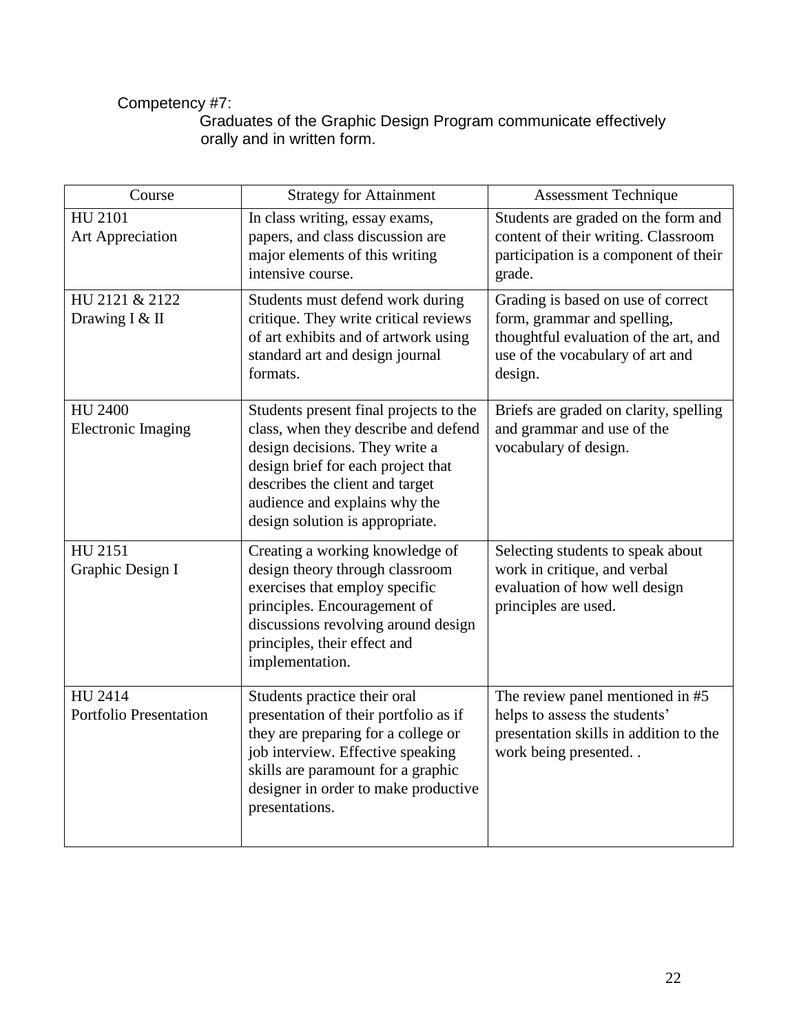Competency #7:

Graduates of the Graphic Design Program communicate effectively orally and in written form.

| Course | Strategy for Attainment | Assessment Technique |
|---|---|---|
| HU 2101<br>Art Appreciation | In class writing, essay exams, papers, and class discussion are major elements of this writing intensive course. | Students are graded on the form and content of their writing. Classroom participation is a component of their grade. |
| HU 2121 & 2122<br>Drawing I & II | Students must defend work during critique. They write critical reviews of art exhibits and of artwork using standard art and design journal formats. | Grading is based on use of correct form, grammar and spelling, thoughtful evaluation of the art, and use of the vocabulary of art and design. |
| HU 2400<br>Electronic Imaging | Students present final projects to the class, when they describe and defend design decisions. They write a design brief for each project that describes the client and target audience and explains why the design solution is appropriate. | Briefs are graded on clarity, spelling and grammar and use of the vocabulary of design. |
| HU 2151<br>Graphic Design I | Creating a working knowledge of design theory through classroom exercises that employ specific principles. Encouragement of discussions revolving around design principles, their effect and implementation. | Selecting students to speak about work in critique, and verbal evaluation of how well design principles are used. |
| HU 2414<br>Portfolio Presentation | Students practice their oral presentation of their portfolio as if they are preparing for a college or job interview. Effective speaking skills are paramount for a graphic designer in order to make productive presentations. | The review panel mentioned in #5 helps to assess the students' presentation skills in addition to the work being presented. . |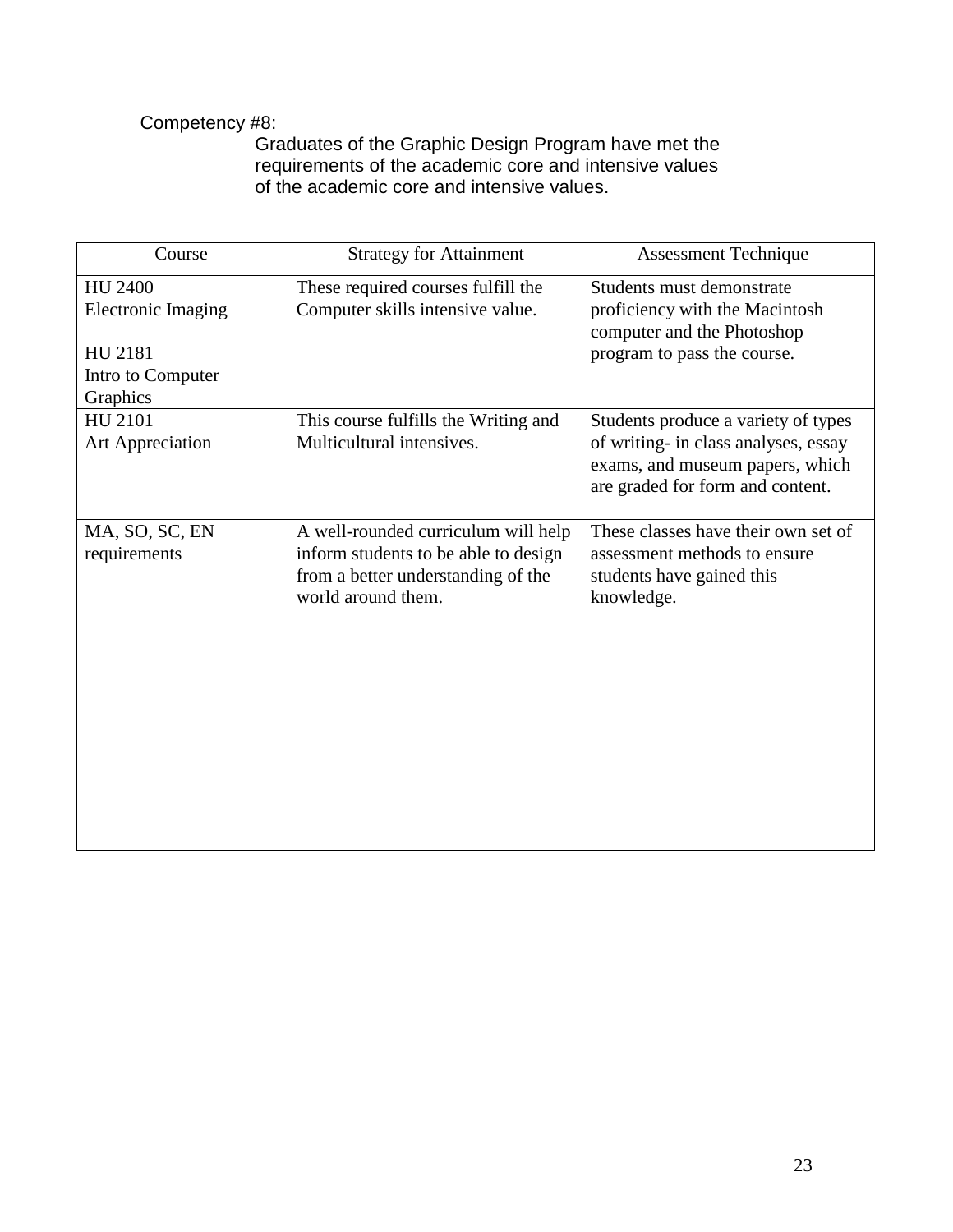Competency #8:

Graduates of the Graphic Design Program have met the requirements of the academic core and intensive values of the academic core and intensive values.

| Course | Strategy for Attainment | Assessment Technique |
| --- | --- | --- |
| HU 2400<br>Electronic Imaging<br><br>HU 2181<br>Intro to Computer Graphics | These required courses fulfill the Computer skills intensive value. | Students must demonstrate proficiency with the Macintosh computer and the Photoshop program to pass the course. |
| HU 2101<br>Art Appreciation | This course fulfills the Writing and Multicultural intensives. | Students produce a variety of types of writing- in class analyses, essay exams, and museum papers, which are graded for form and content. |
| MA, SO, SC, EN requirements | A well-rounded curriculum will help inform students to be able to design from a better understanding of the world around them. | These classes have their own set of assessment methods to ensure students have gained this knowledge. |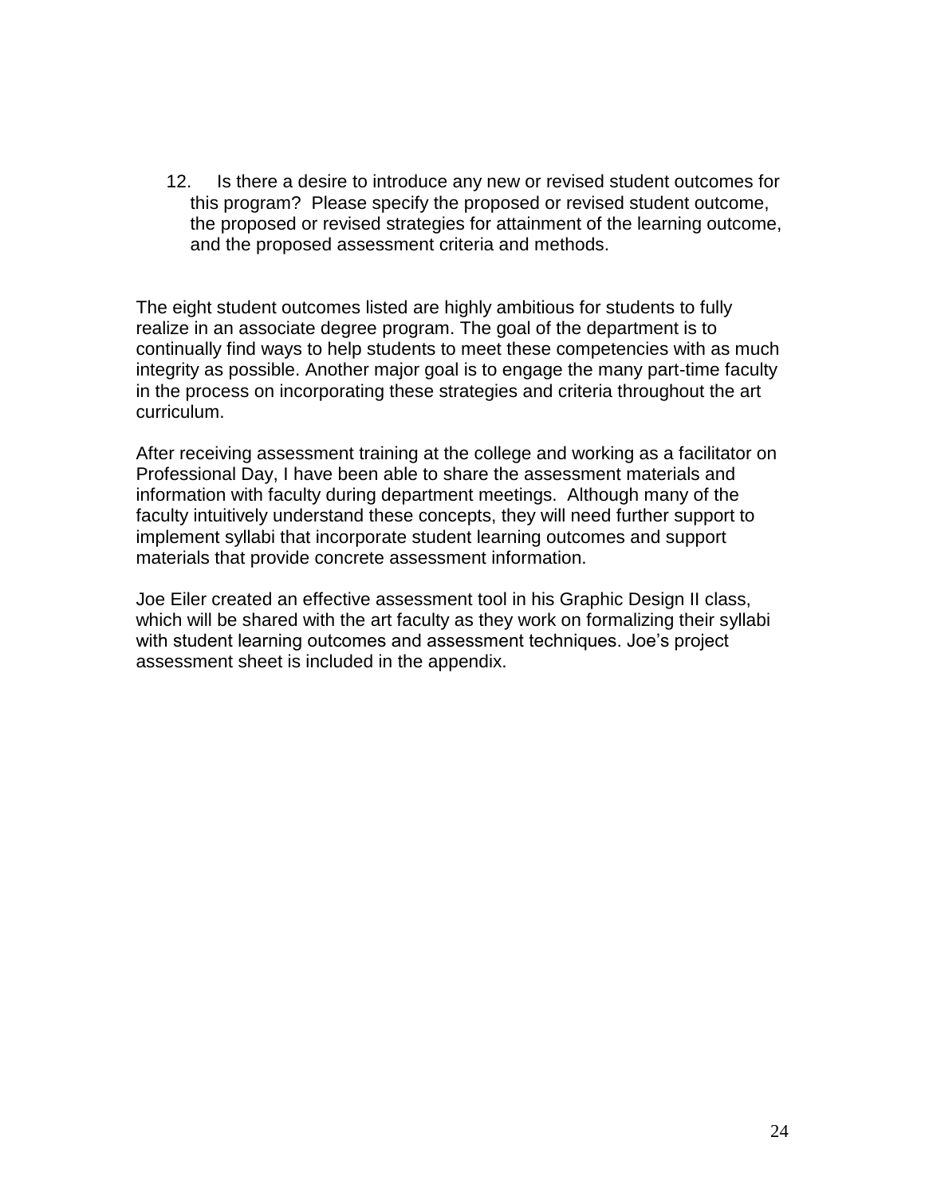12. Is there a desire to introduce any new or revised student outcomes for this program? Please specify the proposed or revised student outcome, the proposed or revised strategies for attainment of the learning outcome, and the proposed assessment criteria and methods.

The eight student outcomes listed are highly ambitious for students to fully realize in an associate degree program. The goal of the department is to continually find ways to help students to meet these competencies with as much integrity as possible. Another major goal is to engage the many part-time faculty in the process on incorporating these strategies and criteria throughout the art curriculum.

After receiving assessment training at the college and working as a facilitator on Professional Day, I have been able to share the assessment materials and information with faculty during department meetings. Although many of the faculty intuitively understand these concepts, they will need further support to implement syllabi that incorporate student learning outcomes and support materials that provide concrete assessment information.

Joe Eiler created an effective assessment tool in his Graphic Design II class, which will be shared with the art faculty as they work on formalizing their syllabi with student learning outcomes and assessment techniques. Joe's project assessment sheet is included in the appendix.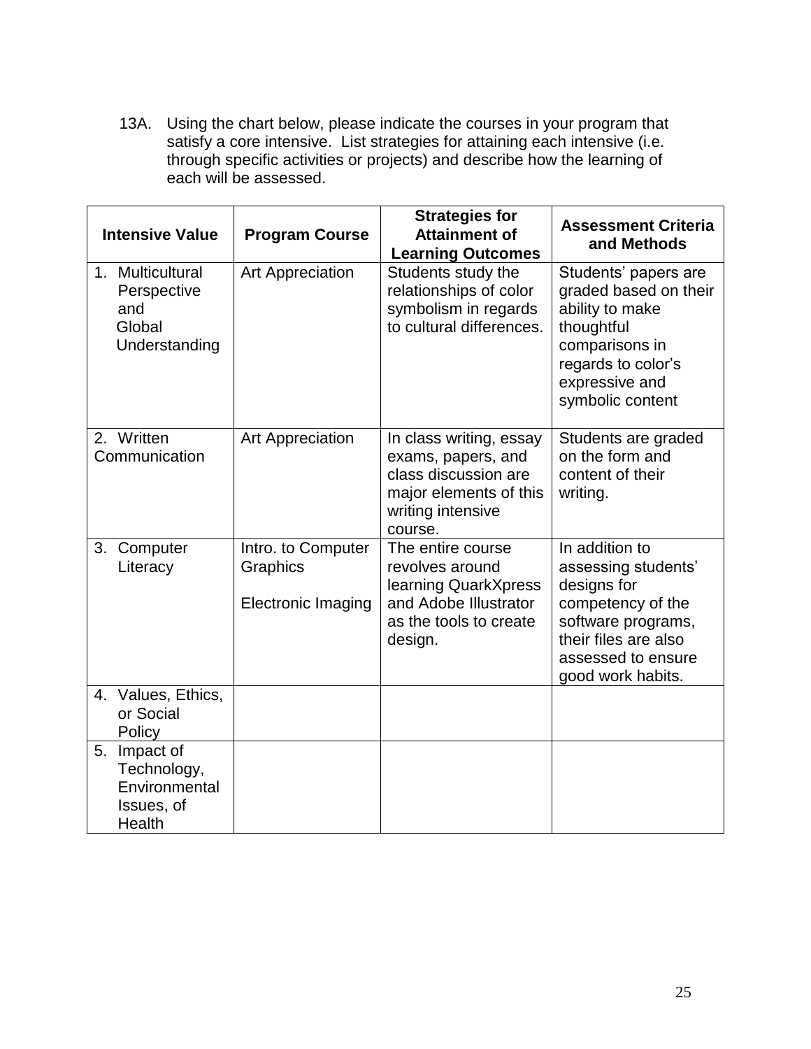13A. Using the chart below, please indicate the courses in your program that satisfy a core intensive. List strategies for attaining each intensive (i.e. through specific activities or projects) and describe how the learning of each will be assessed.

| Intensive Value | Program Course | Strategies for Attainment of Learning Outcomes | Assessment Criteria and Methods |
|---|---|---|---|
| 1. Multicultural Perspective and Global Understanding | Art Appreciation | Students study the relationships of color symbolism in regards to cultural differences. | Students' papers are graded based on their ability to make thoughtful comparisons in regards to color's expressive and symbolic content |
| 2. Written Communication | Art Appreciation | In class writing, essay exams, papers, and class discussion are major elements of this writing intensive course. | Students are graded on the form and content of their writing. |
| 3. Computer Literacy | Intro. to Computer Graphics<br><br>Electronic Imaging | The entire course revolves around learning QuarkXpress and Adobe Illustrator as the tools to create design. | In addition to assessing students' designs for competency of the software programs, their files are also assessed to ensure good work habits. |
| 4. Values, Ethics, or Social Policy | | | |
| 5. Impact of Technology, Environmental Issues, of Health | | | |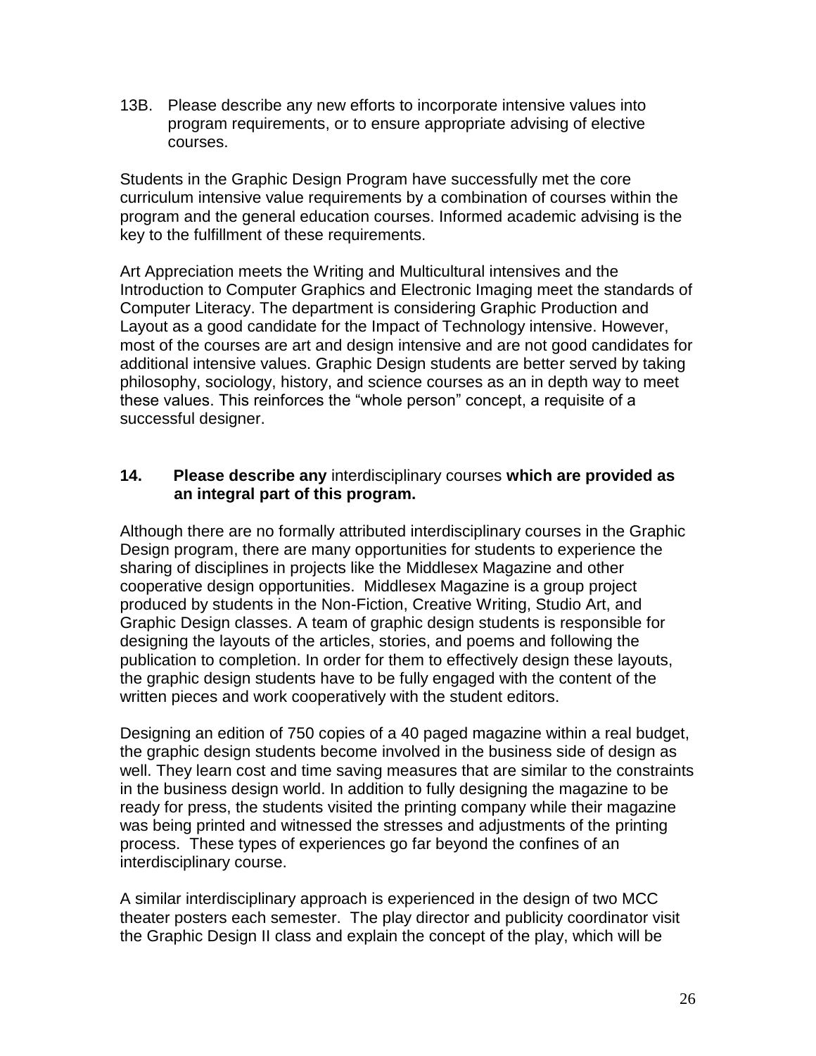13B. Please describe any new efforts to incorporate intensive values into program requirements, or to ensure appropriate advising of elective courses.

Students in the Graphic Design Program have successfully met the core curriculum intensive value requirements by a combination of courses within the program and the general education courses. Informed academic advising is the key to the fulfillment of these requirements.

Art Appreciation meets the Writing and Multicultural intensives and the Introduction to Computer Graphics and Electronic Imaging meet the standards of Computer Literacy. The department is considering Graphic Production and Layout as a good candidate for the Impact of Technology intensive. However, most of the courses are art and design intensive and are not good candidates for additional intensive values. Graphic Design students are better served by taking philosophy, sociology, history, and science courses as an in depth way to meet these values. This reinforces the "whole person" concept, a requisite of a successful designer.

**14. Please describe any** interdisciplinary courses **which are provided as an integral part of this program.**

Although there are no formally attributed interdisciplinary courses in the Graphic Design program, there are many opportunities for students to experience the sharing of disciplines in projects like the Middlesex Magazine and other cooperative design opportunities. Middlesex Magazine is a group project produced by students in the Non-Fiction, Creative Writing, Studio Art, and Graphic Design classes. A team of graphic design students is responsible for designing the layouts of the articles, stories, and poems and following the publication to completion. In order for them to effectively design these layouts, the graphic design students have to be fully engaged with the content of the written pieces and work cooperatively with the student editors.

Designing an edition of 750 copies of a 40 paged magazine within a real budget, the graphic design students become involved in the business side of design as well. They learn cost and time saving measures that are similar to the constraints in the business design world. In addition to fully designing the magazine to be ready for press, the students visited the printing company while their magazine was being printed and witnessed the stresses and adjustments of the printing process. These types of experiences go far beyond the confines of an interdisciplinary course.

A similar interdisciplinary approach is experienced in the design of two MCC theater posters each semester. The play director and publicity coordinator visit the Graphic Design II class and explain the concept of the play, which will be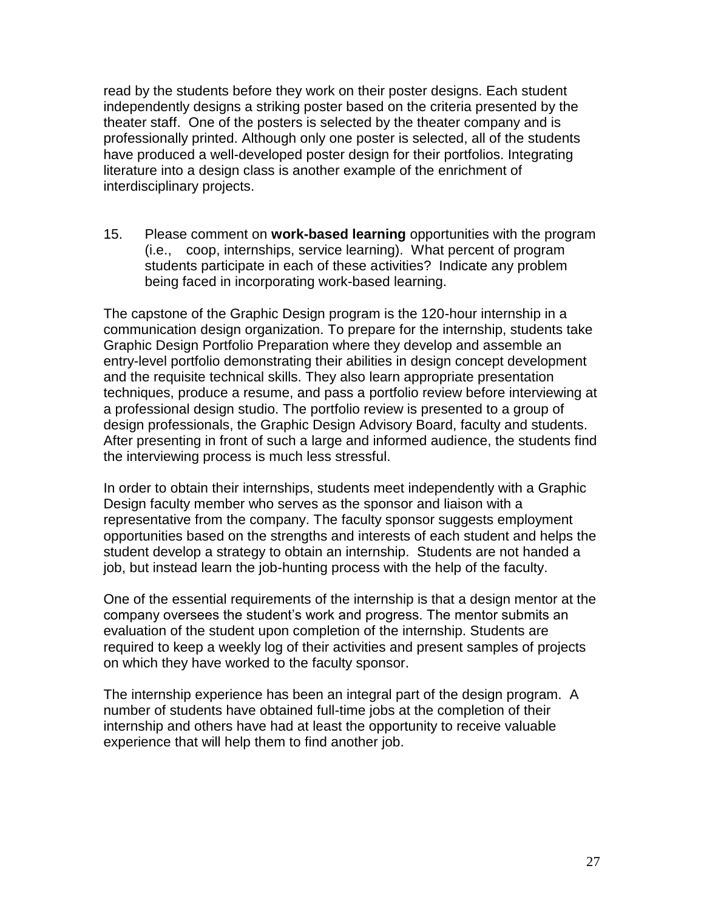read by the students before they work on their poster designs. Each student independently designs a striking poster based on the criteria presented by the theater staff. One of the posters is selected by the theater company and is professionally printed. Although only one poster is selected, all of the students have produced a well-developed poster design for their portfolios. Integrating literature into a design class is another example of the enrichment of interdisciplinary projects.

15. Please comment on **work-based learning** opportunities with the program (i.e., coop, internships, service learning). What percent of program students participate in each of these activities? Indicate any problem being faced in incorporating work-based learning.

The capstone of the Graphic Design program is the 120-hour internship in a communication design organization. To prepare for the internship, students take Graphic Design Portfolio Preparation where they develop and assemble an entry-level portfolio demonstrating their abilities in design concept development and the requisite technical skills. They also learn appropriate presentation techniques, produce a resume, and pass a portfolio review before interviewing at a professional design studio. The portfolio review is presented to a group of design professionals, the Graphic Design Advisory Board, faculty and students. After presenting in front of such a large and informed audience, the students find the interviewing process is much less stressful.

In order to obtain their internships, students meet independently with a Graphic Design faculty member who serves as the sponsor and liaison with a representative from the company. The faculty sponsor suggests employment opportunities based on the strengths and interests of each student and helps the student develop a strategy to obtain an internship. Students are not handed a job, but instead learn the job-hunting process with the help of the faculty.

One of the essential requirements of the internship is that a design mentor at the company oversees the student's work and progress. The mentor submits an evaluation of the student upon completion of the internship. Students are required to keep a weekly log of their activities and present samples of projects on which they have worked to the faculty sponsor.

The internship experience has been an integral part of the design program. A number of students have obtained full-time jobs at the completion of their internship and others have had at least the opportunity to receive valuable experience that will help them to find another job.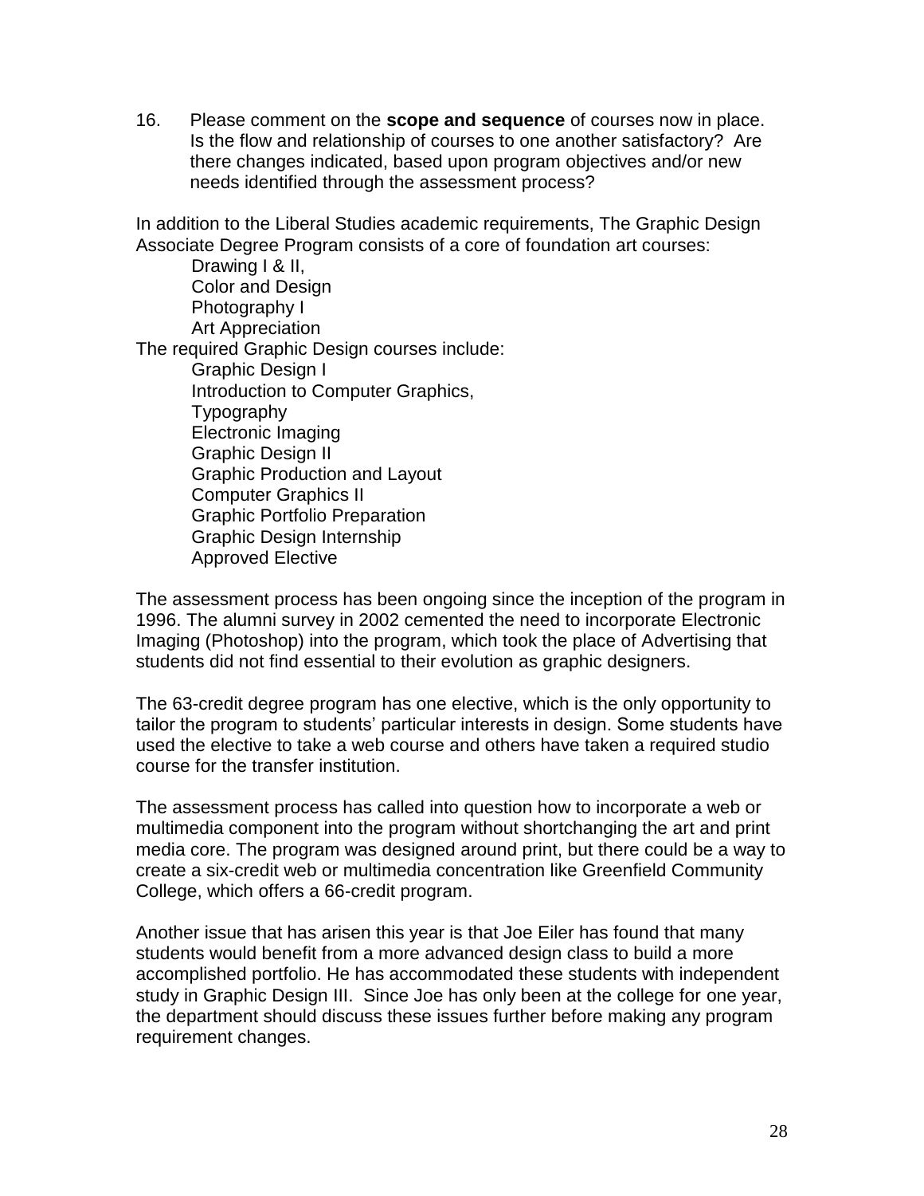16. Please comment on the **scope and sequence** of courses now in place. Is the flow and relationship of courses to one another satisfactory? Are there changes indicated, based upon program objectives and/or new needs identified through the assessment process?

In addition to the Liberal Studies academic requirements, The Graphic Design Associate Degree Program consists of a core of foundation art courses:

- Drawing I & II,
- Color and Design
- Photography I
- Art Appreciation

The required Graphic Design courses include:

- Graphic Design I
- Introduction to Computer Graphics,
- Typography
- Electronic Imaging
- Graphic Design II
- Graphic Production and Layout
- Computer Graphics II
- Graphic Portfolio Preparation
- Graphic Design Internship
- Approved Elective

The assessment process has been ongoing since the inception of the program in 1996. The alumni survey in 2002 cemented the need to incorporate Electronic Imaging (Photoshop) into the program, which took the place of Advertising that students did not find essential to their evolution as graphic designers.

The 63-credit degree program has one elective, which is the only opportunity to tailor the program to students' particular interests in design. Some students have used the elective to take a web course and others have taken a required studio course for the transfer institution.

The assessment process has called into question how to incorporate a web or multimedia component into the program without shortchanging the art and print media core. The program was designed around print, but there could be a way to create a six-credit web or multimedia concentration like Greenfield Community College, which offers a 66-credit program.

Another issue that has arisen this year is that Joe Eiler has found that many students would benefit from a more advanced design class to build a more accomplished portfolio. He has accommodated these students with independent study in Graphic Design III. Since Joe has only been at the college for one year, the department should discuss these issues further before making any program requirement changes.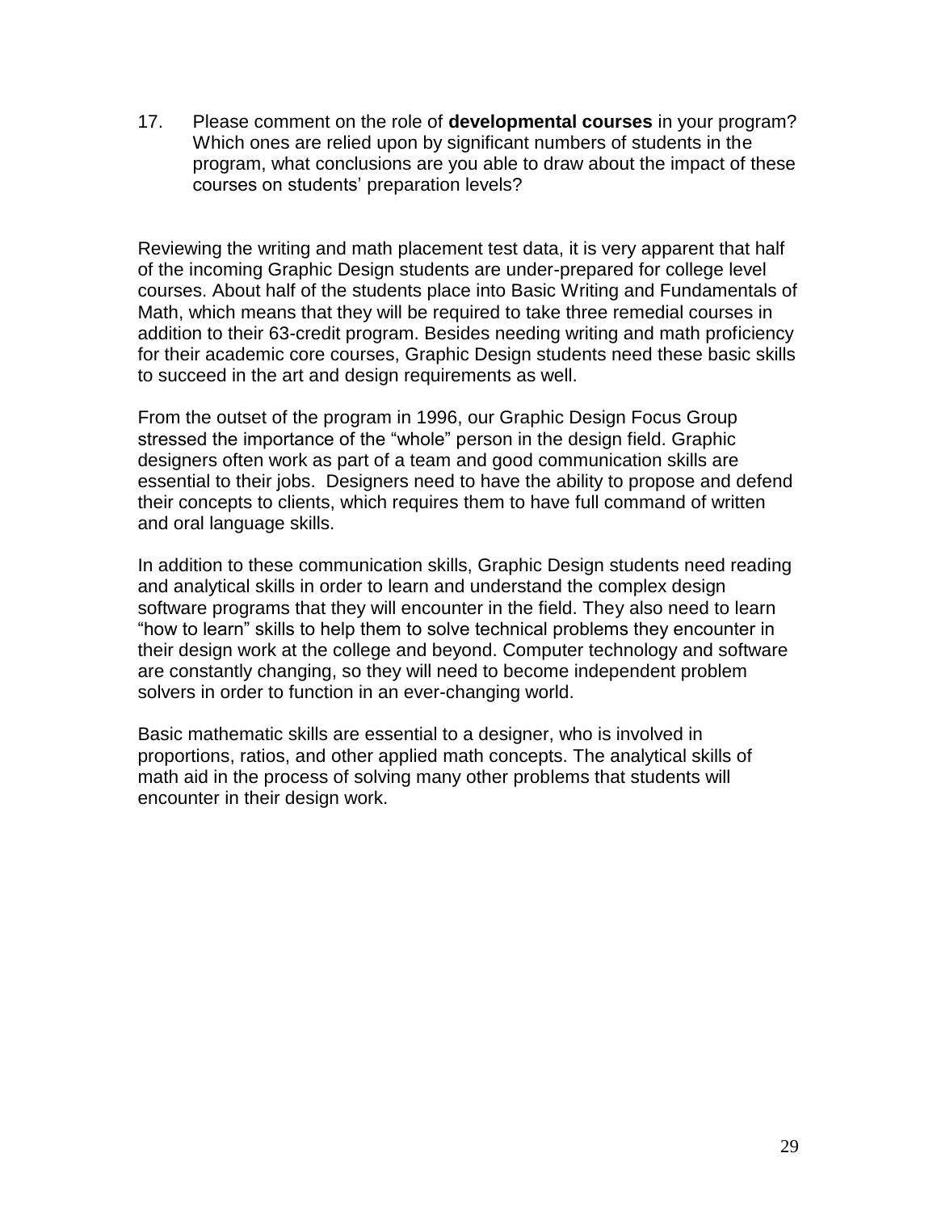17. Please comment on the role of **developmental courses** in your program? Which ones are relied upon by significant numbers of students in the program, what conclusions are you able to draw about the impact of these courses on students' preparation levels?

Reviewing the writing and math placement test data, it is very apparent that half of the incoming Graphic Design students are under-prepared for college level courses. About half of the students place into Basic Writing and Fundamentals of Math, which means that they will be required to take three remedial courses in addition to their 63-credit program. Besides needing writing and math proficiency for their academic core courses, Graphic Design students need these basic skills to succeed in the art and design requirements as well.

From the outset of the program in 1996, our Graphic Design Focus Group stressed the importance of the "whole" person in the design field. Graphic designers often work as part of a team and good communication skills are essential to their jobs. Designers need to have the ability to propose and defend their concepts to clients, which requires them to have full command of written and oral language skills.

In addition to these communication skills, Graphic Design students need reading and analytical skills in order to learn and understand the complex design software programs that they will encounter in the field. They also need to learn "how to learn" skills to help them to solve technical problems they encounter in their design work at the college and beyond. Computer technology and software are constantly changing, so they will need to become independent problem solvers in order to function in an ever-changing world.

Basic mathematic skills are essential to a designer, who is involved in proportions, ratios, and other applied math concepts. The analytical skills of math aid in the process of solving many other problems that students will encounter in their design work.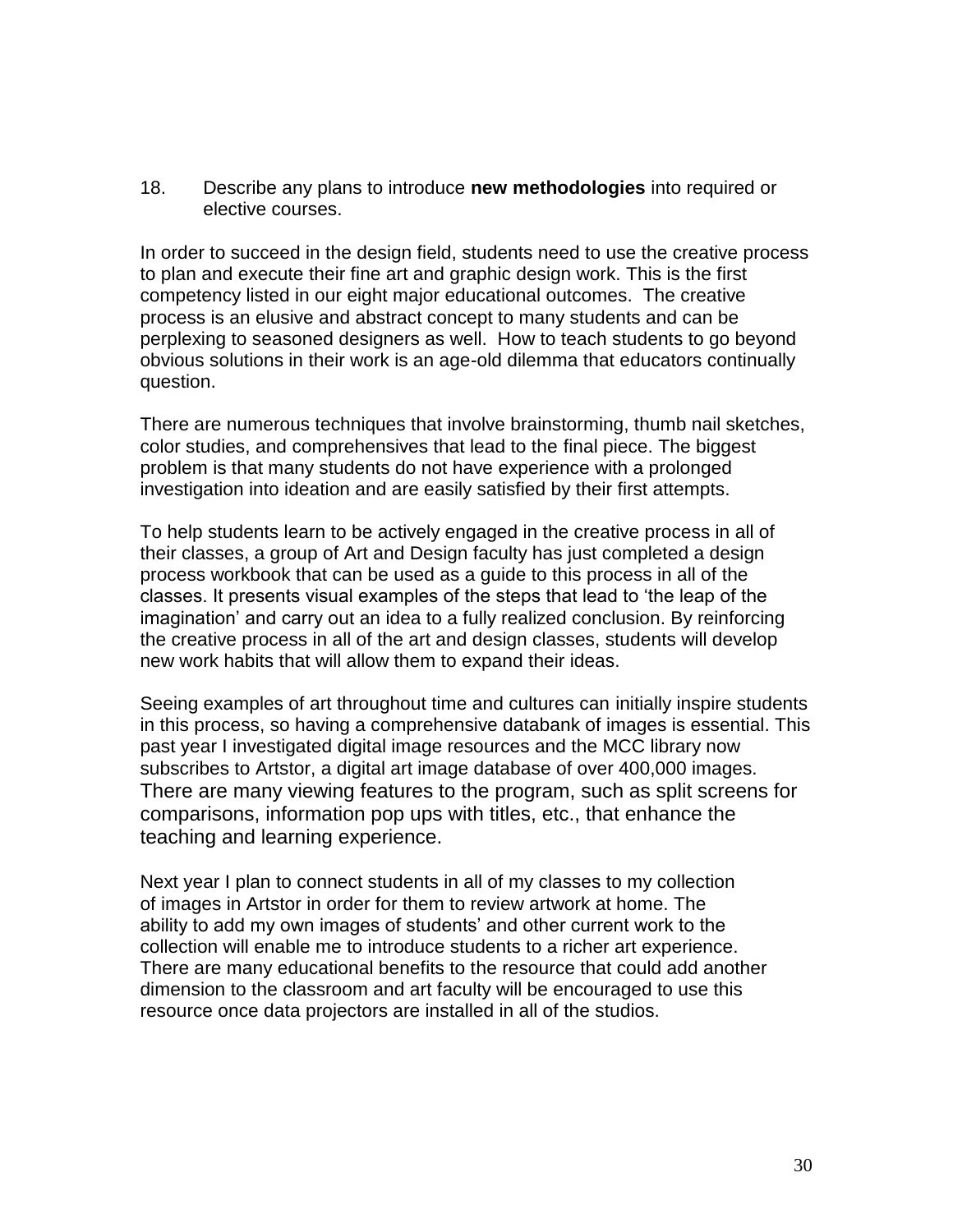18. Describe any plans to introduce **new methodologies** into required or elective courses.

In order to succeed in the design field, students need to use the creative process to plan and execute their fine art and graphic design work. This is the first competency listed in our eight major educational outcomes. The creative process is an elusive and abstract concept to many students and can be perplexing to seasoned designers as well. How to teach students to go beyond obvious solutions in their work is an age-old dilemma that educators continually question.

There are numerous techniques that involve brainstorming, thumb nail sketches, color studies, and comprehensives that lead to the final piece. The biggest problem is that many students do not have experience with a prolonged investigation into ideation and are easily satisfied by their first attempts.

To help students learn to be actively engaged in the creative process in all of their classes, a group of Art and Design faculty has just completed a design process workbook that can be used as a guide to this process in all of the classes. It presents visual examples of the steps that lead to 'the leap of the imagination' and carry out an idea to a fully realized conclusion. By reinforcing the creative process in all of the art and design classes, students will develop new work habits that will allow them to expand their ideas.

Seeing examples of art throughout time and cultures can initially inspire students in this process, so having a comprehensive databank of images is essential. This past year I investigated digital image resources and the MCC library now subscribes to Artstor, a digital art image database of over 400,000 images. There are many viewing features to the program, such as split screens for comparisons, information pop ups with titles, etc., that enhance the teaching and learning experience.

Next year I plan to connect students in all of my classes to my collection of images in Artstor in order for them to review artwork at home. The ability to add my own images of students' and other current work to the collection will enable me to introduce students to a richer art experience. There are many educational benefits to the resource that could add another dimension to the classroom and art faculty will be encouraged to use this resource once data projectors are installed in all of the studios.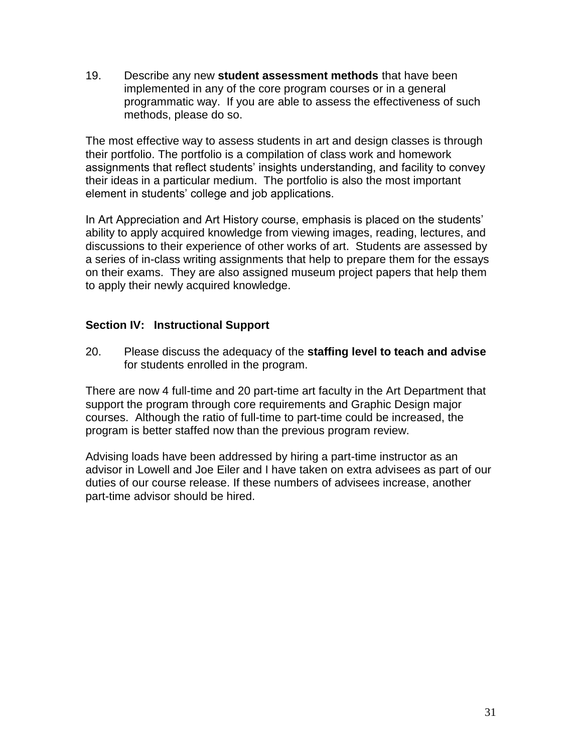19. Describe any new **student assessment methods** that have been implemented in any of the core program courses or in a general programmatic way. If you are able to assess the effectiveness of such methods, please do so.

The most effective way to assess students in art and design classes is through their portfolio. The portfolio is a compilation of class work and homework assignments that reflect students' insights understanding, and facility to convey their ideas in a particular medium. The portfolio is also the most important element in students' college and job applications.

In Art Appreciation and Art History course, emphasis is placed on the students' ability to apply acquired knowledge from viewing images, reading, lectures, and discussions to their experience of other works of art. Students are assessed by a series of in-class writing assignments that help to prepare them for the essays on their exams. They are also assigned museum project papers that help them to apply their newly acquired knowledge.

## Section IV: Instructional Support

20. Please discuss the adequacy of the **staffing level to teach and advise** for students enrolled in the program.

There are now 4 full-time and 20 part-time art faculty in the Art Department that support the program through core requirements and Graphic Design major courses. Although the ratio of full-time to part-time could be increased, the program is better staffed now than the previous program review.

Advising loads have been addressed by hiring a part-time instructor as an advisor in Lowell and Joe Eiler and I have taken on extra advisees as part of our duties of our course release. If these numbers of advisees increase, another part-time advisor should be hired.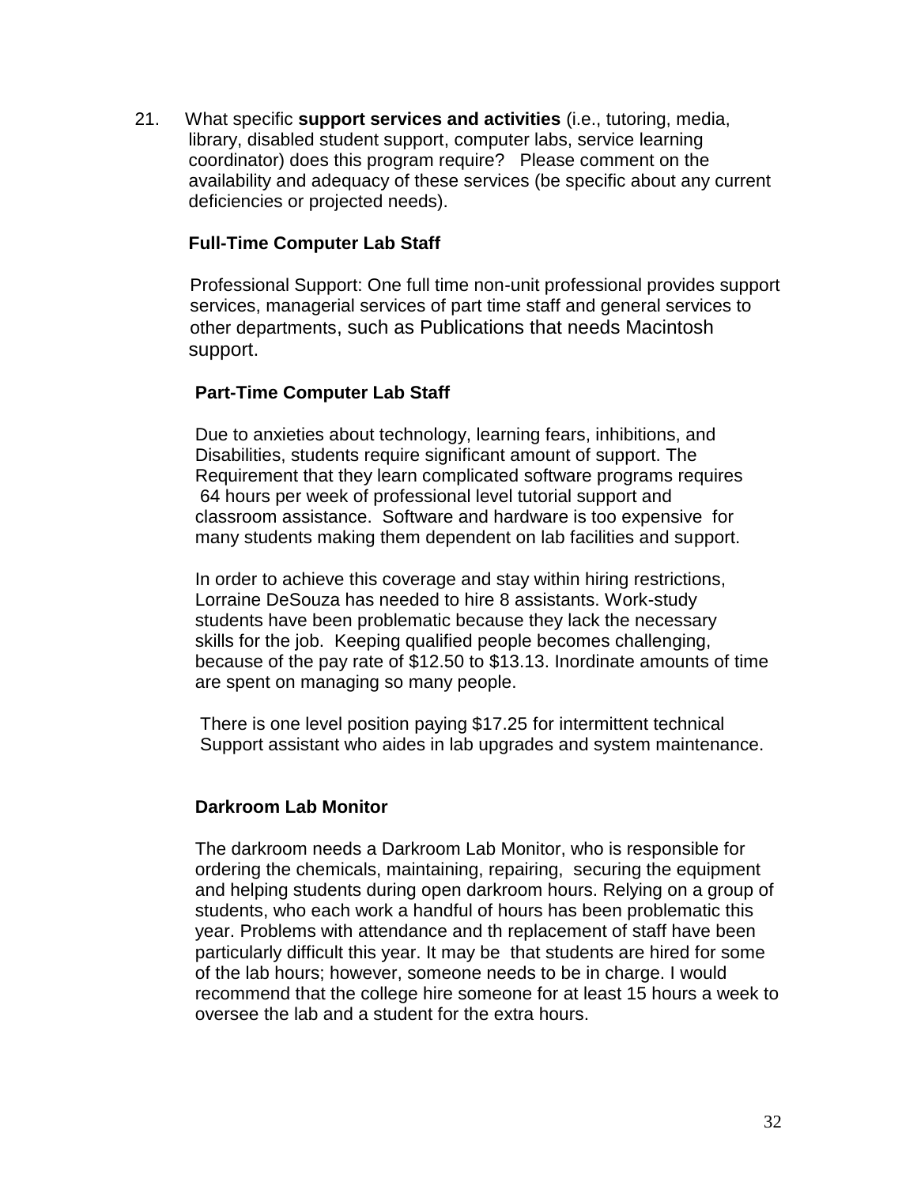21. What specific **support services and activities** (i.e., tutoring, media, library, disabled student support, computer labs, service learning coordinator) does this program require? Please comment on the availability and adequacy of these services (be specific about any current deficiencies or projected needs).

**Full-Time Computer Lab Staff**

Professional Support: One full time non-unit professional provides support services, managerial services of part time staff and general services to other departments, such as Publications that needs Macintosh support.

**Part-Time Computer Lab Staff**

Due to anxieties about technology, learning fears, inhibitions, and Disabilities, students require significant amount of support. The Requirement that they learn complicated software programs requires 64 hours per week of professional level tutorial support and classroom assistance. Software and hardware is too expensive for many students making them dependent on lab facilities and support.

In order to achieve this coverage and stay within hiring restrictions, Lorraine DeSouza has needed to hire 8 assistants. Work-study students have been problematic because they lack the necessary skills for the job. Keeping qualified people becomes challenging, because of the pay rate of $12.50 to $13.13. Inordinate amounts of time are spent on managing so many people.

There is one level position paying $17.25 for intermittent technical Support assistant who aides in lab upgrades and system maintenance.

**Darkroom Lab Monitor**

The darkroom needs a Darkroom Lab Monitor, who is responsible for ordering the chemicals, maintaining, repairing, securing the equipment and helping students during open darkroom hours. Relying on a group of students, who each work a handful of hours has been problematic this year. Problems with attendance and th replacement of staff have been particularly difficult this year. It may be that students are hired for some of the lab hours; however, someone needs to be in charge. I would recommend that the college hire someone for at least 15 hours a week to oversee the lab and a student for the extra hours.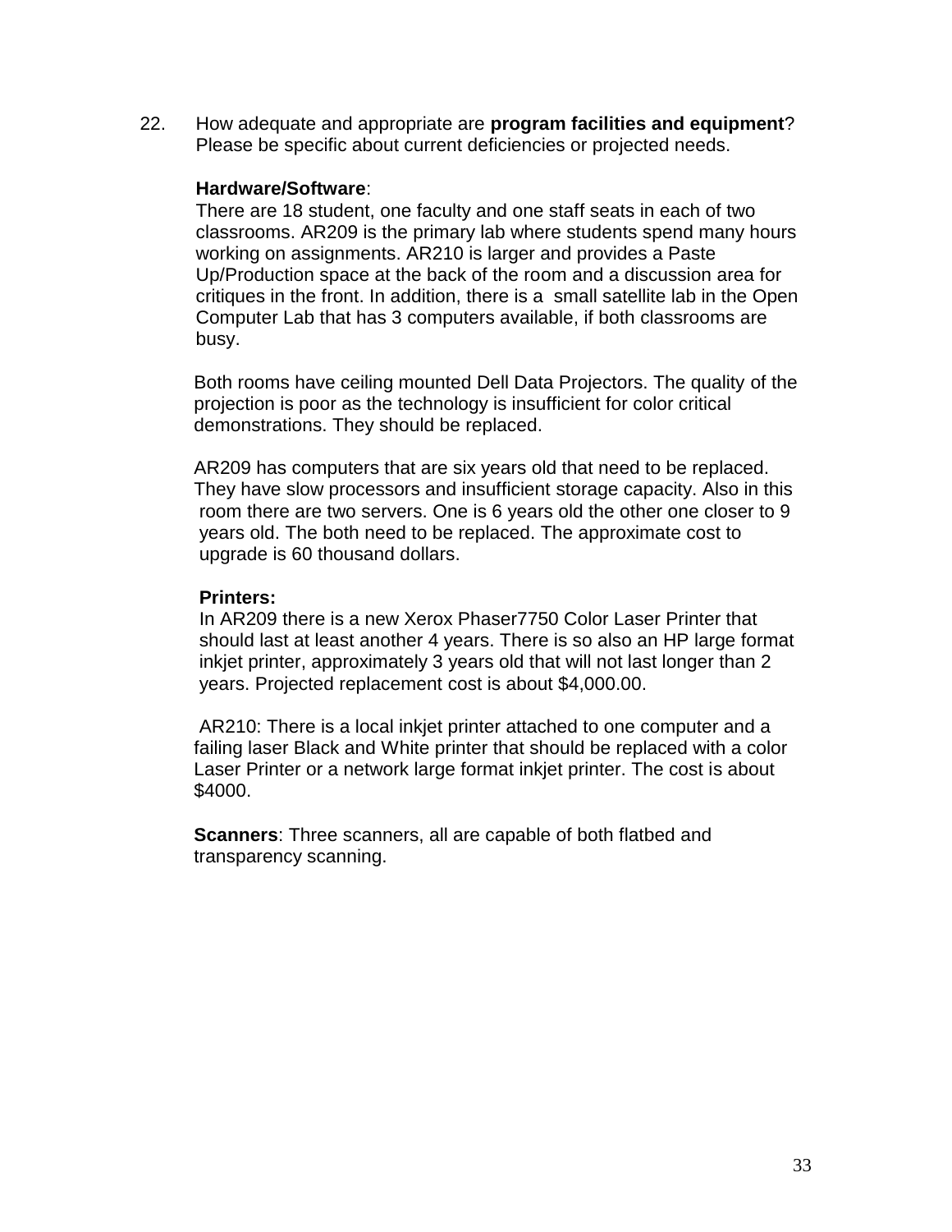22. How adequate and appropriate are **program facilities and equipment**? Please be specific about current deficiencies or projected needs.

**Hardware/Software**:
There are 18 student, one faculty and one staff seats in each of two classrooms. AR209 is the primary lab where students spend many hours working on assignments. AR210 is larger and provides a Paste Up/Production space at the back of the room and a discussion area for critiques in the front. In addition, there is a small satellite lab in the Open Computer Lab that has 3 computers available, if both classrooms are busy.

Both rooms have ceiling mounted Dell Data Projectors. The quality of the projection is poor as the technology is insufficient for color critical demonstrations. They should be replaced.

AR209 has computers that are six years old that need to be replaced. They have slow processors and insufficient storage capacity. Also in this room there are two servers. One is 6 years old the other one closer to 9 years old. The both need to be replaced. The approximate cost to upgrade is 60 thousand dollars.

**Printers:**
In AR209 there is a new Xerox Phaser7750 Color Laser Printer that should last at least another 4 years. There is so also an HP large format inkjet printer, approximately 3 years old that will not last longer than 2 years. Projected replacement cost is about $4,000.00.

AR210: There is a local inkjet printer attached to one computer and a failing laser Black and White printer that should be replaced with a color Laser Printer or a network large format inkjet printer. The cost is about $4000.

**Scanners**: Three scanners, all are capable of both flatbed and transparency scanning.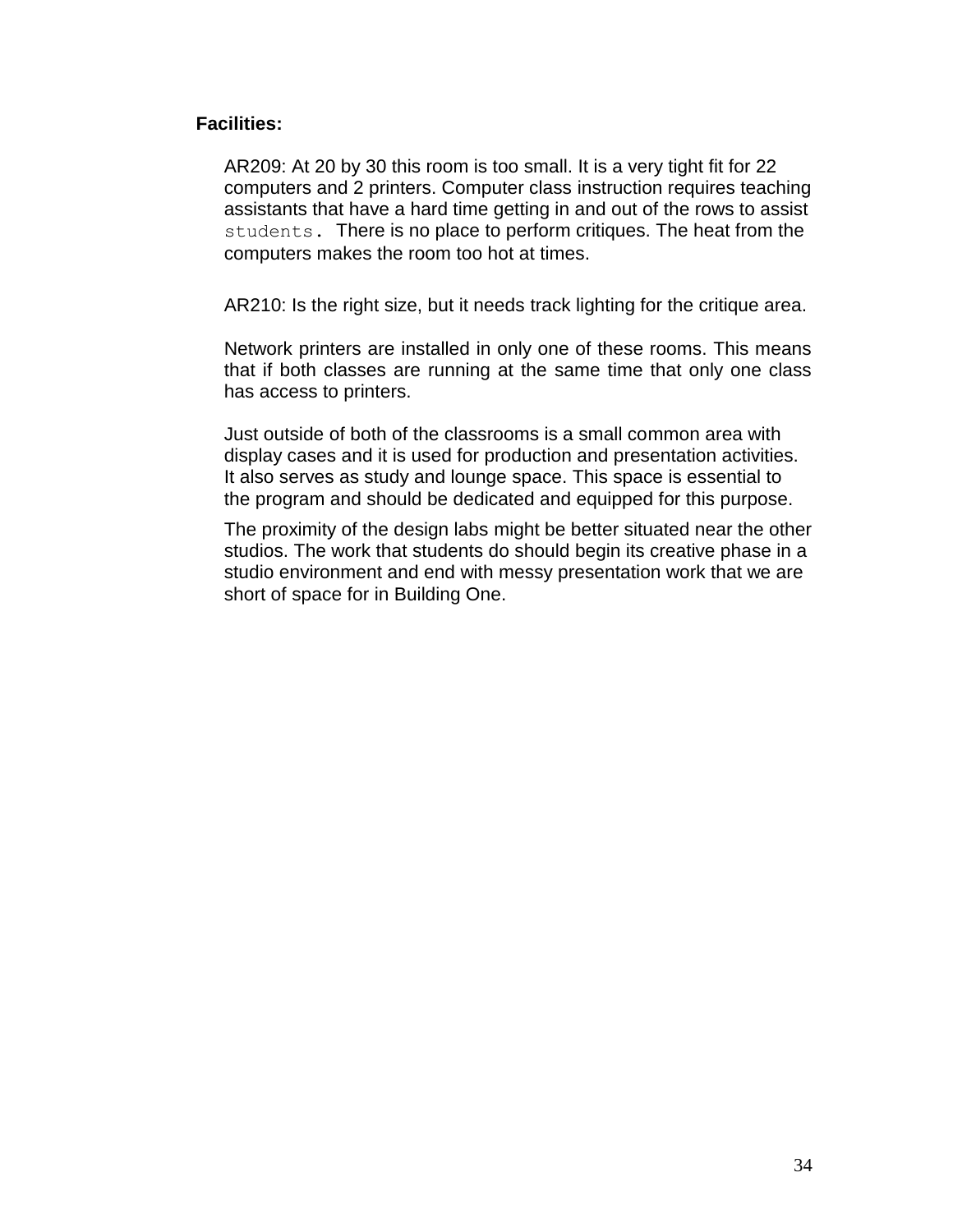**Facilities:**

AR209: At 20 by 30 this room is too small. It is a very tight fit for 22 computers and 2 printers. Computer class instruction requires teaching assistants that have a hard time getting in and out of the rows to assist students. There is no place to perform critiques. The heat from the computers makes the room too hot at times.

AR210: Is the right size, but it needs track lighting for the critique area.

Network printers are installed in only one of these rooms. This means that if both classes are running at the same time that only one class has access to printers.

Just outside of both of the classrooms is a small common area with display cases and it is used for production and presentation activities. It also serves as study and lounge space. This space is essential to the program and should be dedicated and equipped for this purpose.

The proximity of the design labs might be better situated near the other studios. The work that students do should begin its creative phase in a studio environment and end with messy presentation work that we are short of space for in Building One.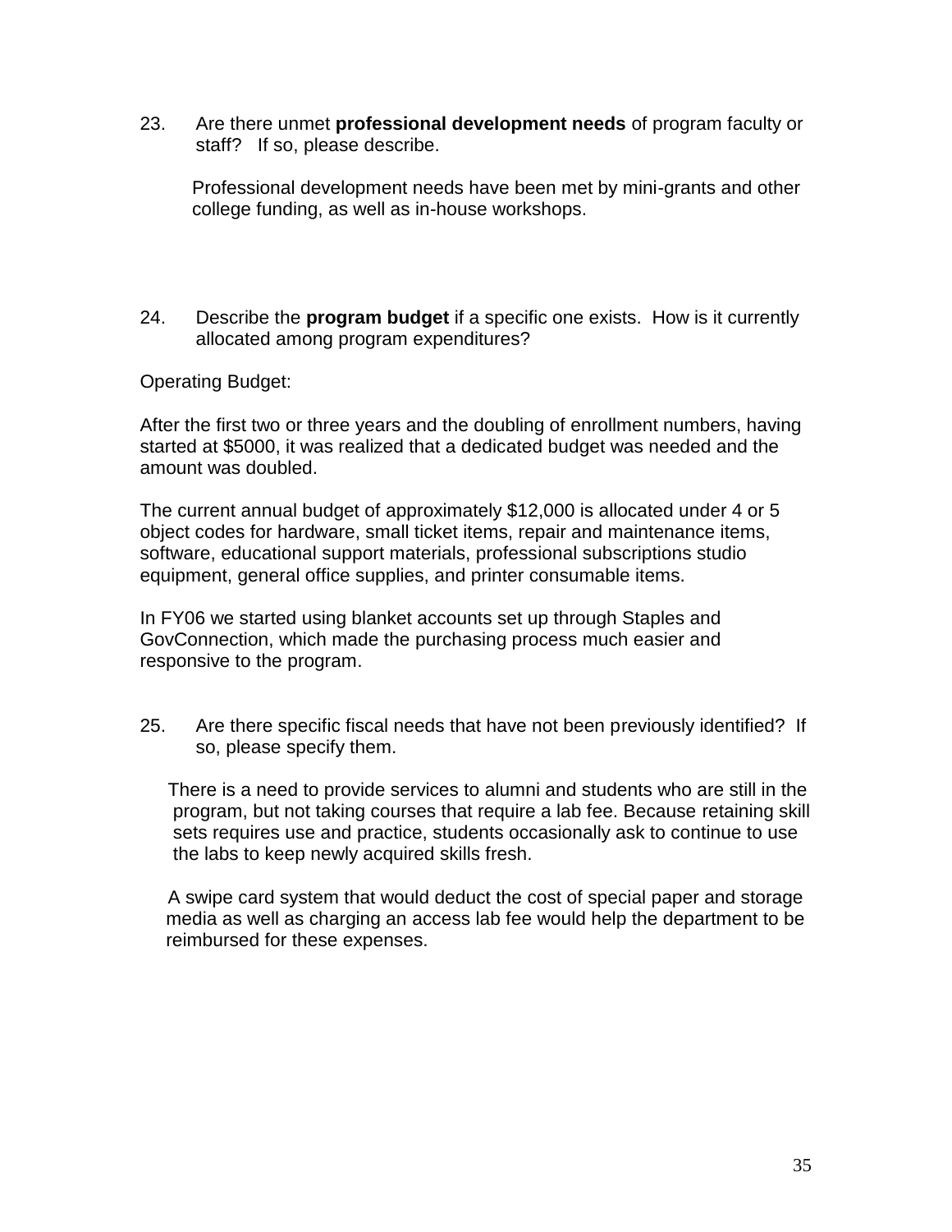23. Are there unmet **professional development needs** of program faculty or staff? If so, please describe.

    Professional development needs have been met by mini-grants and other college funding, as well as in-house workshops.

24. Describe the **program budget** if a specific one exists. How is it currently allocated among program expenditures?

Operating Budget:

After the first two or three years and the doubling of enrollment numbers, having started at $5000, it was realized that a dedicated budget was needed and the amount was doubled.

The current annual budget of approximately $12,000 is allocated under 4 or 5 object codes for hardware, small ticket items, repair and maintenance items, software, educational support materials, professional subscriptions studio equipment, general office supplies, and printer consumable items.

In FY06 we started using blanket accounts set up through Staples and GovConnection, which made the purchasing process much easier and responsive to the program.

25. Are there specific fiscal needs that have not been previously identified? If so, please specify them.

    There is a need to provide services to alumni and students who are still in the program, but not taking courses that require a lab fee. Because retaining skill sets requires use and practice, students occasionally ask to continue to use the labs to keep newly acquired skills fresh.

    A swipe card system that would deduct the cost of special paper and storage media as well as charging an access lab fee would help the department to be reimbursed for these expenses.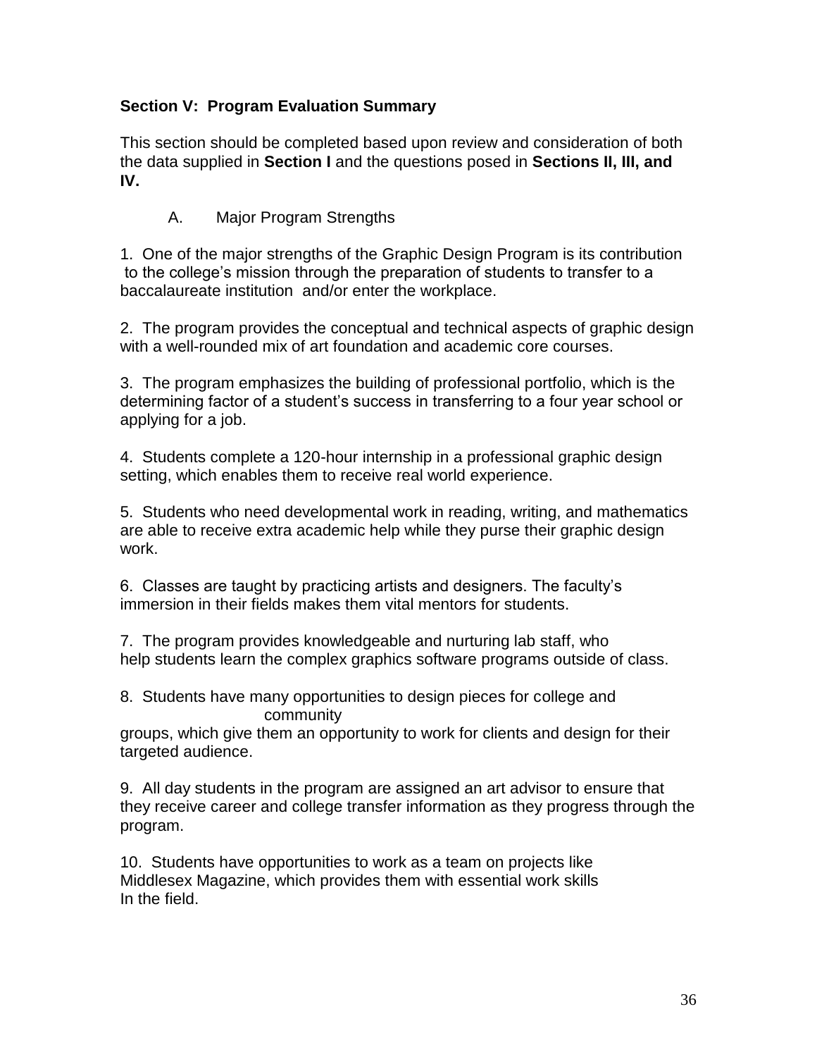**Section V: Program Evaluation Summary**

This section should be completed based upon review and consideration of both the data supplied in **Section I** and the questions posed in **Sections II, III, and IV.**

A. Major Program Strengths

1. One of the major strengths of the Graphic Design Program is its contribution to the college's mission through the preparation of students to transfer to a baccalaureate institution and/or enter the workplace.

2. The program provides the conceptual and technical aspects of graphic design with a well-rounded mix of art foundation and academic core courses.

3. The program emphasizes the building of professional portfolio, which is the determining factor of a student's success in transferring to a four year school or applying for a job.

4. Students complete a 120-hour internship in a professional graphic design setting, which enables them to receive real world experience.

5. Students who need developmental work in reading, writing, and mathematics are able to receive extra academic help while they purse their graphic design work.

6. Classes are taught by practicing artists and designers. The faculty's immersion in their fields makes them vital mentors for students.

7. The program provides knowledgeable and nurturing lab staff, who help students learn the complex graphics software programs outside of class.

8. Students have many opportunities to design pieces for college and community groups, which give them an opportunity to work for clients and design for their targeted audience.

9. All day students in the program are assigned an art advisor to ensure that they receive career and college transfer information as they progress through the program.

10. Students have opportunities to work as a team on projects like Middlesex Magazine, which provides them with essential work skills In the field.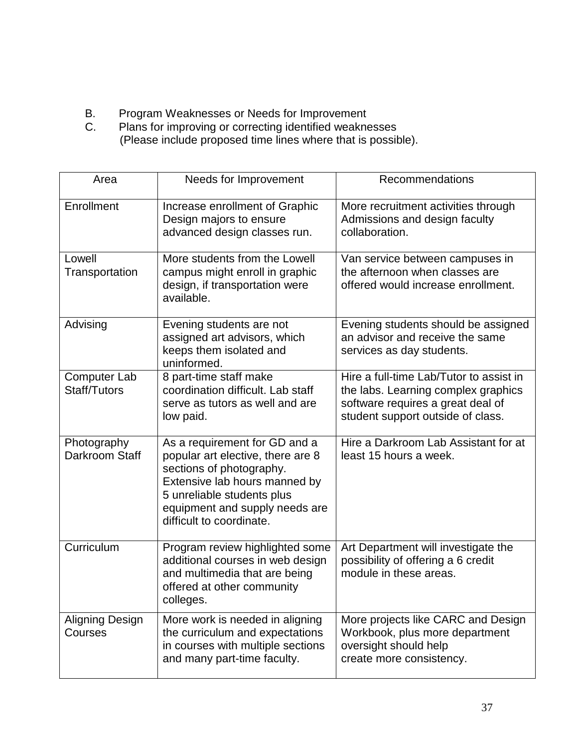B. Program Weaknesses or Needs for Improvement

C. Plans for improving or correcting identified weaknesses
(Please include proposed time lines where that is possible).

| Area | Needs for Improvement | Recommendations |
|---|---|---|
| Enrollment | Increase enrollment of Graphic Design majors to ensure advanced design classes run. | More recruitment activities through Admissions and design faculty collaboration. |
| Lowell Transportation | More students from the Lowell campus might enroll in graphic design, if transportation were available. | Van service between campuses in the afternoon when classes are offered would increase enrollment. |
| Advising | Evening students are not assigned art advisors, which keeps them isolated and uninformed. | Evening students should be assigned an advisor and receive the same services as day students. |
| Computer Lab Staff/Tutors | 8 part-time staff make coordination difficult. Lab staff serve as tutors as well and are low paid. | Hire a full-time Lab/Tutor to assist in the labs. Learning complex graphics software requires a great deal of student support outside of class. |
| Photography Darkroom Staff | As a requirement for GD and a popular art elective, there are 8 sections of photography. Extensive lab hours manned by 5 unreliable students plus equipment and supply needs are difficult to coordinate. | Hire a Darkroom Lab Assistant for at least 15 hours a week. |
| Curriculum | Program review highlighted some additional courses in web design and multimedia that are being offered at other community colleges. | Art Department will investigate the possibility of offering a 6 credit module in these areas. |
| Aligning Design Courses | More work is needed in aligning the curriculum and expectations in courses with multiple sections and many part-time faculty. | More projects like CARC and Design Workbook, plus more department oversight should help create more consistency. |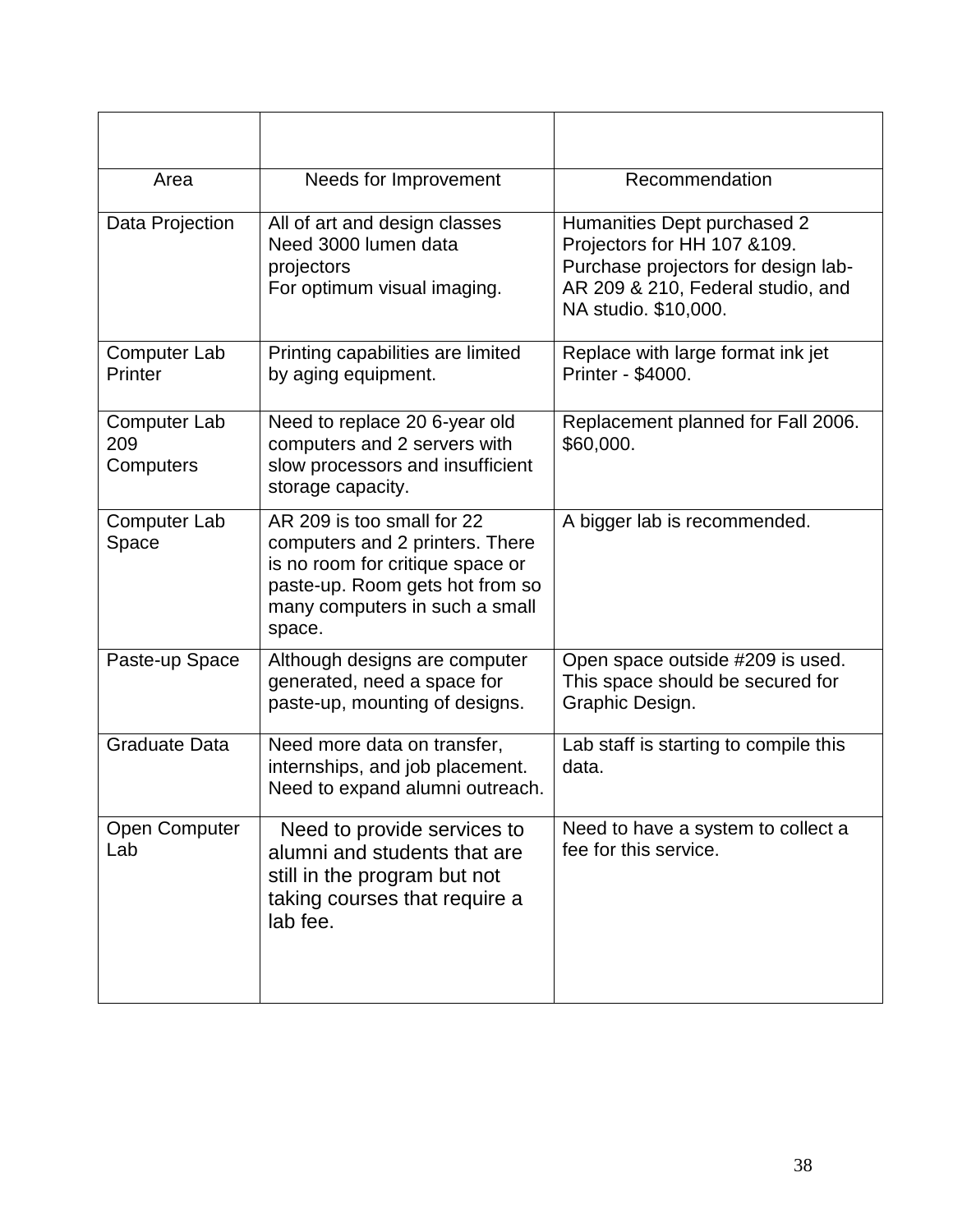| | | |
|---|---|---|
| Area | Needs for Improvement | Recommendation |
| Data Projection | All of art and design classes Need 3000 lumen data projectors For optimum visual imaging. | Humanities Dept purchased 2 Projectors for HH 107 &109. Purchase projectors for design lab- AR 209 & 210, Federal studio, and NA studio. $10,000. |
| Computer Lab Printer | Printing capabilities are limited by aging equipment. | Replace with large format ink jet Printer - $4000. |
| Computer Lab 209 Computers | Need to replace 20 6-year old computers and 2 servers with slow processors and insufficient storage capacity. | Replacement planned for Fall 2006. $60,000. |
| Computer Lab Space | AR 209 is too small for 22 computers and 2 printers. There is no room for critique space or paste-up. Room gets hot from so many computers in such a small space. | A bigger lab is recommended. |
| Paste-up Space | Although designs are computer generated, need a space for paste-up, mounting of designs. | Open space outside #209 is used. This space should be secured for Graphic Design. |
| Graduate Data | Need more data on transfer, internships, and job placement. Need to expand alumni outreach. | Lab staff is starting to compile this data. |
| Open Computer Lab | Need to provide services to alumni and students that are still in the program but not taking courses that require a lab fee. | Need to have a system to collect a fee for this service. |